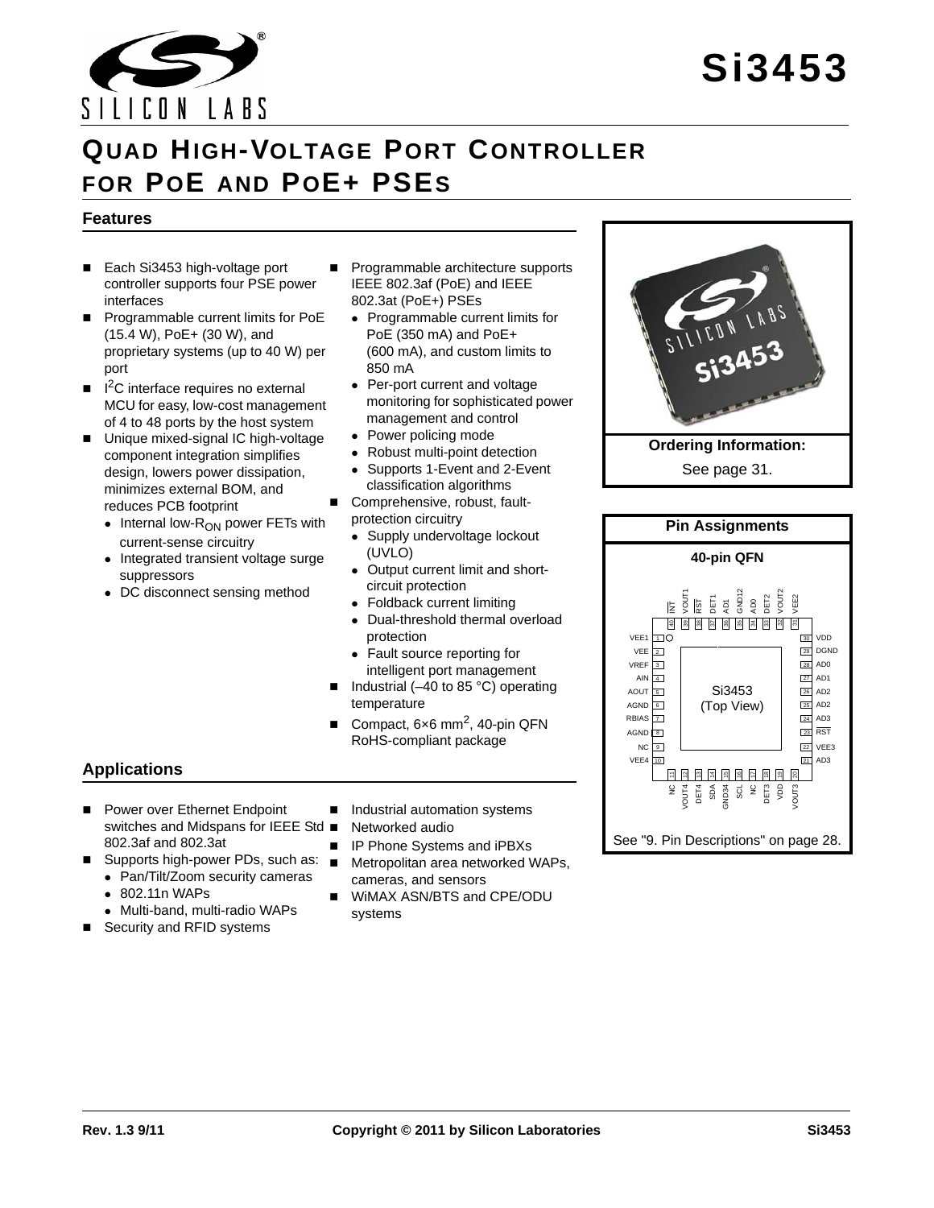# Si3453

## QUAD HIGH-VOLTAGE PORT CONTROLLER FOR POE AND POE+ PSES

### Features

- Each Si3453 high-voltage port controller supports four PSE power interfaces
- Programmable current limits for PoE (15.4 W), PoE+ (30 W), and proprietary systems (up to 40 W) per port
- $I^2C$ interface requires no external MCU for easy, low-cost management of 4 to 48 ports by the host system
- Unique mixed-signal IC high-voltage component integration simplifies design, lowers power dissipation, minimizes external BOM, and reduces PCB footprint
  - Internal low-$R_{ON}$ power FETs with current-sense circuitry
  - Integrated transient voltage surge suppressors
  - DC disconnect sensing method
- Programmable architecture supports IEEE 802.3af (PoE) and IEEE 802.3at (PoE+) PSEs
  - Programmable current limits for PoE (350 mA) and PoE+ (600 mA), and custom limits to 850 mA
  - Per-port current and voltage monitoring for sophisticated power management and control
  - Power policing mode
  - Robust multi-point detection
  - Supports 1-Event and 2-Event classification algorithms
- Comprehensive, robust, fault-protection circuitry
  - Supply undervoltage lockout (UVLO)
  - Output current limit and short-circuit protection
  - Foldback current limiting
  - Dual-threshold thermal overload protection
  - Fault source reporting for intelligent port management
- Industrial (–40 to 85 °C) operating temperature
- Compact, 6×6 $mm^2$, 40-pin QFN RoHS-compliant package

**Ordering Information:**

See page 31.

**Pin Assignments**

**40-pin QFN**

Si3453 (Top View)

| Pin | Name | Pin | Name |
|---|---|---|---|
| 1 | VEE1 | 30 | VDD |
| 2 | VEE | 29 | DGND |
| 3 | VREF | 28 | AD0 |
| 4 | AIN | 27 | AD1 |
| 5 | AOUT | 26 | AD2 |
| 6 | AGND | 25 | AD2 |
| 7 | RBIAS | 24 | AD3 |
| 8 | AGND | 23 | RST |
| 9 | NC | 22 | VEE3 |
| 10 | VEE4 | 21 | AD3 |

Top (pins 40–31): INT, VOUT1, RST, DET1, AD1, GND12, AD0, DET2, VOUT2, VEE2

Bottom (pins 11–20): NC, VOUT4, DET4, SDA, GND34, SCL, NC, DET3, VDD, VOUT3

See "9. Pin Descriptions" on page 28.

### Applications

- Power over Ethernet Endpoint switches and Midspans for IEEE Std 802.3af and 802.3at
- Supports high-power PDs, such as:
  - Pan/Tilt/Zoom security cameras
  - 802.11n WAPs
  - Multi-band, multi-radio WAPs
- Security and RFID systems
- Industrial automation systems
- Networked audio
- IP Phone Systems and iPBXs
- Metropolitan area networked WAPs, cameras, and sensors
- WiMAX ASN/BTS and CPE/ODU systems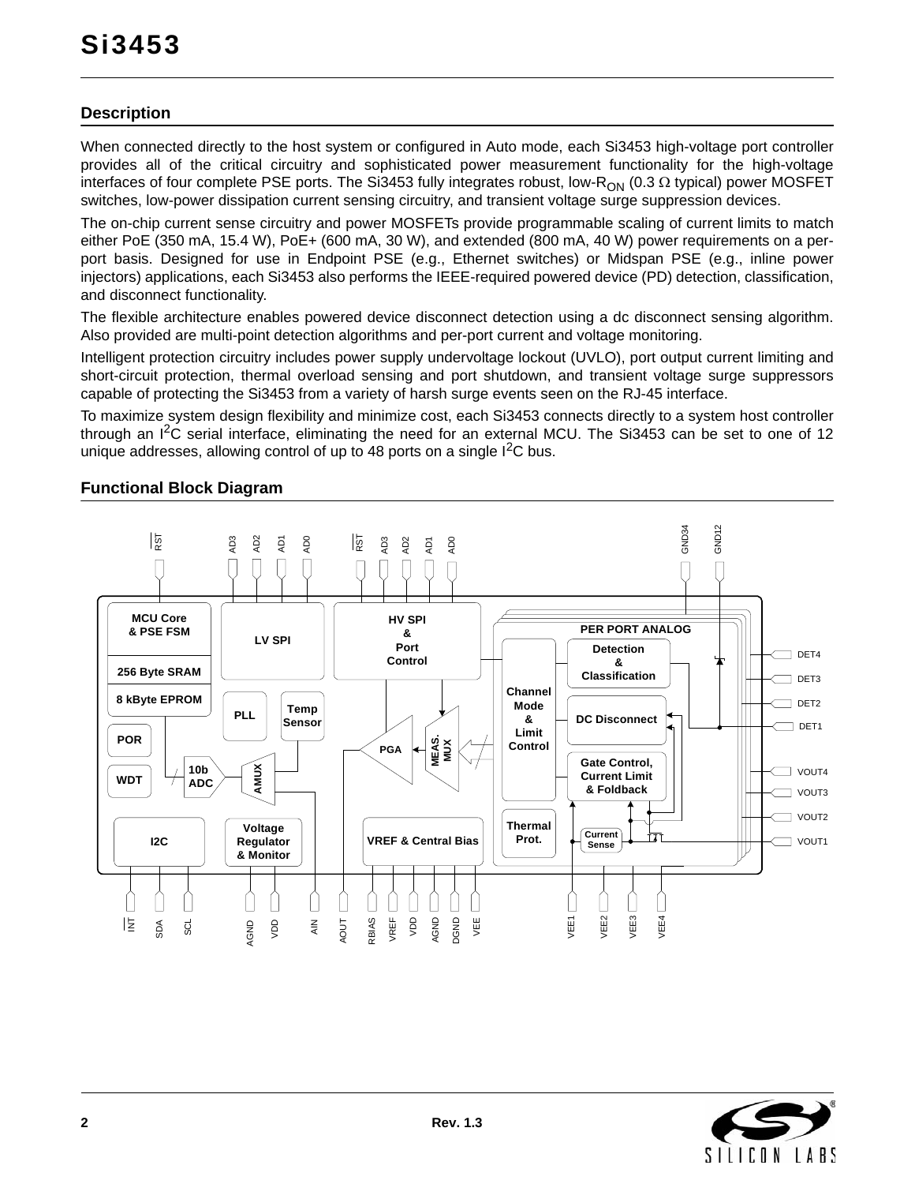## Description

When connected directly to the host system or configured in Auto mode, each Si3453 high-voltage port controller provides all of the critical circuitry and sophisticated power measurement functionality for the high-voltage interfaces of four complete PSE ports. The Si3453 fully integrates robust, low-$R_{ON}$ (0.3 Ω typical) power MOSFET switches, low-power dissipation current sensing circuitry, and transient voltage surge suppression devices.

The on-chip current sense circuitry and power MOSFETs provide programmable scaling of current limits to match either PoE (350 mA, 15.4 W), PoE+ (600 mA, 30 W), and extended (800 mA, 40 W) power requirements on a per-port basis. Designed for use in Endpoint PSE (e.g., Ethernet switches) or Midspan PSE (e.g., inline power injectors) applications, each Si3453 also performs the IEEE-required powered device (PD) detection, classification, and disconnect functionality.

The flexible architecture enables powered device disconnect detection using a dc disconnect sensing algorithm. Also provided are multi-point detection algorithms and per-port current and voltage monitoring.

Intelligent protection circuitry includes power supply undervoltage lockout (UVLO), port output current limiting and short-circuit protection, thermal overload sensing and port shutdown, and transient voltage surge suppressors capable of protecting the Si3453 from a variety of harsh surge events seen on the RJ-45 interface.

To maximize system design flexibility and minimize cost, each Si3453 connects directly to a system host controller through an $I^2C$ serial interface, eliminating the need for an external MCU. The Si3453 can be set to one of 12 unique addresses, allowing control of up to 48 ports on a single $I^2C$ bus.

## Functional Block Diagram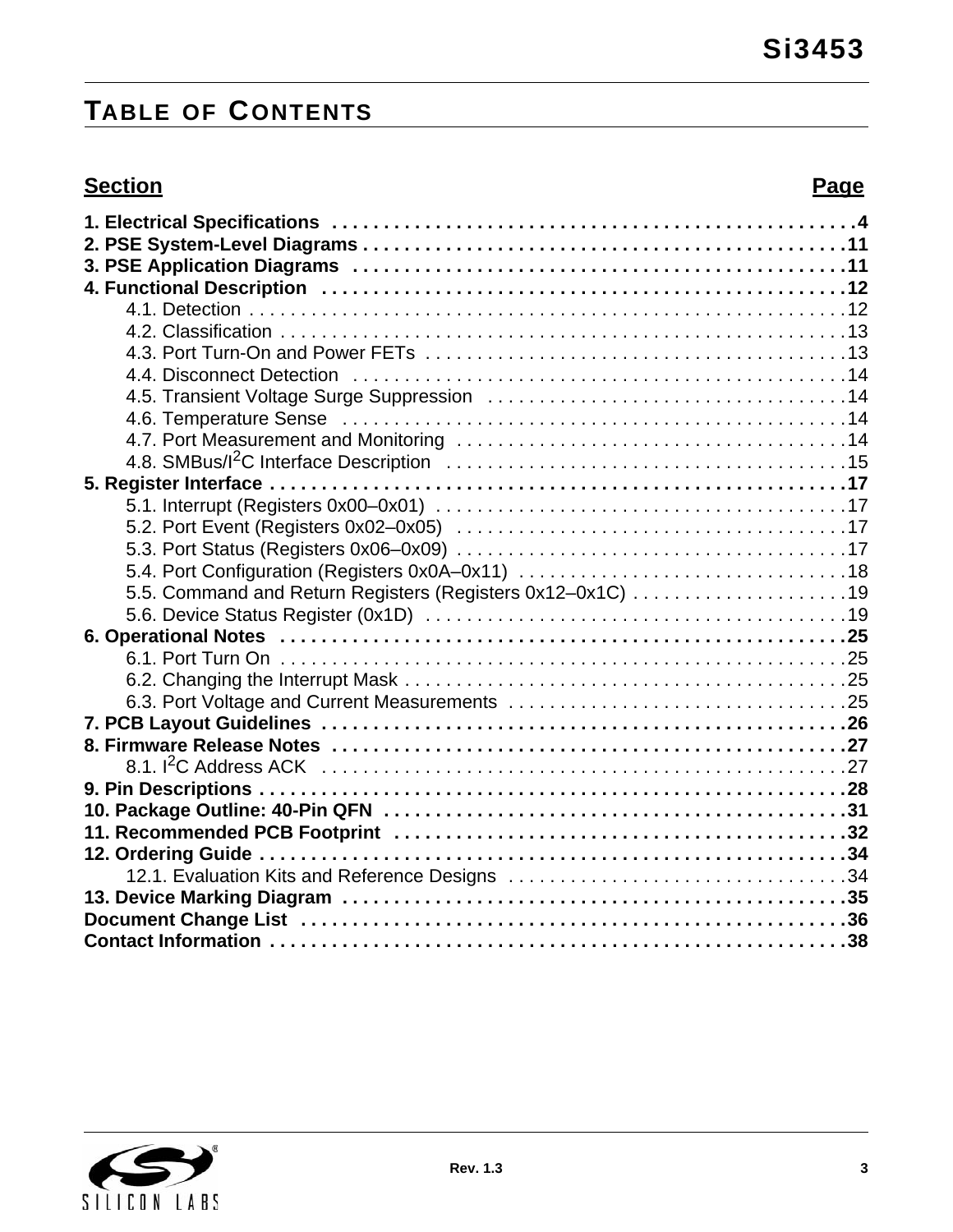# Table of Contents

| Section | Page |
|---|---|
| **1. Electrical Specifications** | **4** |
| **2. PSE System-Level Diagrams** | **11** |
| **3. PSE Application Diagrams** | **11** |
| **4. Functional Description** | **12** |
| 4.1. Detection | 12 |
| 4.2. Classification | 13 |
| 4.3. Port Turn-On and Power FETs | 13 |
| 4.4. Disconnect Detection | 14 |
| 4.5. Transient Voltage Surge Suppression | 14 |
| 4.6. Temperature Sense | 14 |
| 4.7. Port Measurement and Monitoring | 14 |
| 4.8. SMBus/I²C Interface Description | 15 |
| **5. Register Interface** | **17** |
| 5.1. Interrupt (Registers 0x00–0x01) | 17 |
| 5.2. Port Event (Registers 0x02–0x05) | 17 |
| 5.3. Port Status (Registers 0x06–0x09) | 17 |
| 5.4. Port Configuration (Registers 0x0A–0x11) | 18 |
| 5.5. Command and Return Registers (Registers 0x12–0x1C) | 19 |
| 5.6. Device Status Register (0x1D) | 19 |
| **6. Operational Notes** | **25** |
| 6.1. Port Turn On | 25 |
| 6.2. Changing the Interrupt Mask | 25 |
| 6.3. Port Voltage and Current Measurements | 25 |
| **7. PCB Layout Guidelines** | **26** |
| **8. Firmware Release Notes** | **27** |
| 8.1. I²C Address ACK | 27 |
| **9. Pin Descriptions** | **28** |
| **10. Package Outline: 40-Pin QFN** | **31** |
| **11. Recommended PCB Footprint** | **32** |
| **12. Ordering Guide** | **34** |
| 12.1. Evaluation Kits and Reference Designs | 34 |
| **13. Device Marking Diagram** | **35** |
| **Document Change List** | **36** |
| **Contact Information** | **38** |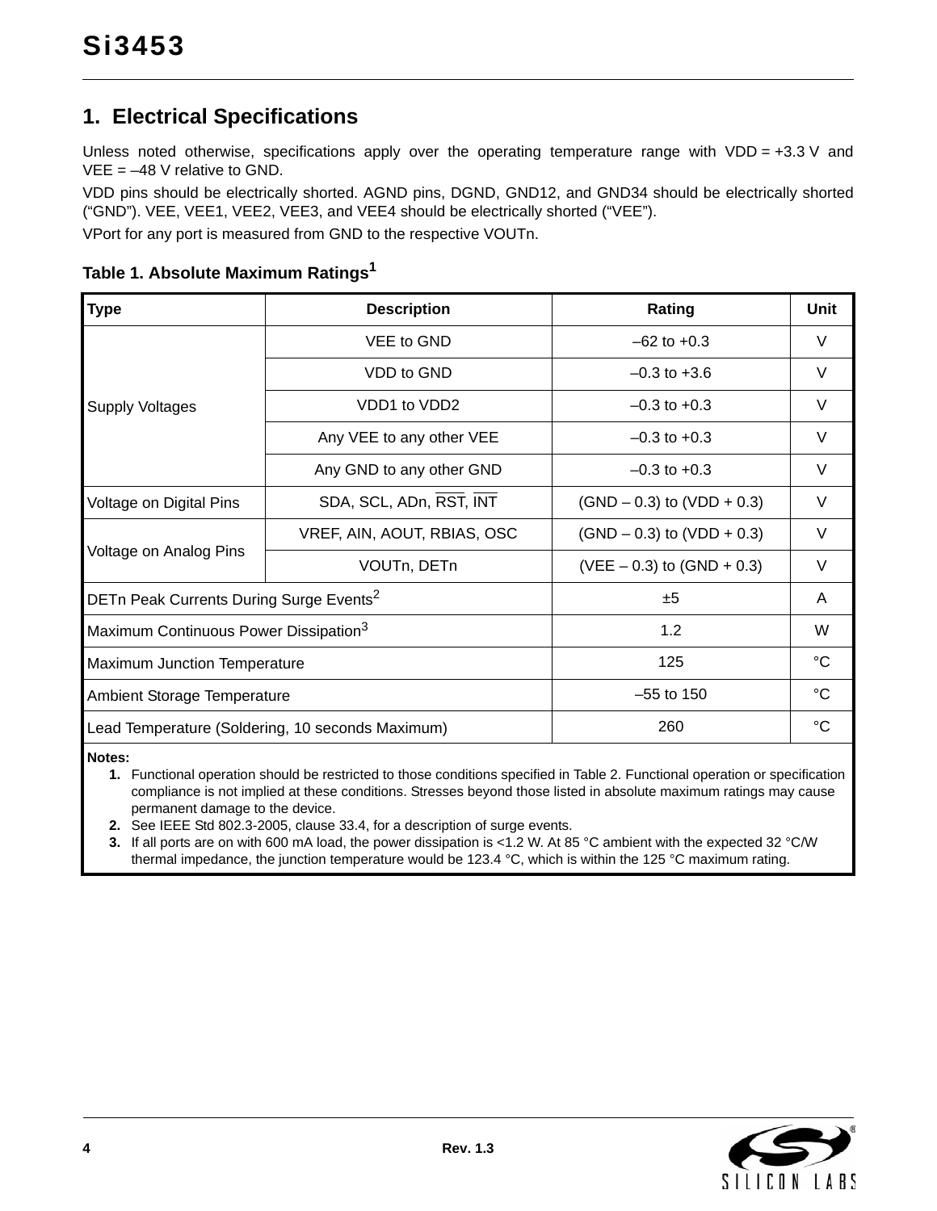## 1. Electrical Specifications

Unless noted otherwise, specifications apply over the operating temperature range with VDD = +3.3 V and VEE = –48 V relative to GND.

VDD pins should be electrically shorted. AGND pins, DGND, GND12, and GND34 should be electrically shorted (“GND”). VEE, VEE1, VEE2, VEE3, and VEE4 should be electrically shorted (“VEE”).

VPort for any port is measured from GND to the respective VOUTn.

**Table 1. Absolute Maximum Ratings[1]**

| Type | Description | Rating | Unit |
|---|---|---|---|
| Supply Voltages | VEE to GND | –62 to +0.3 | V |
| | VDD to GND | –0.3 to +3.6 | V |
| | VDD1 to VDD2 | –0.3 to +0.3 | V |
| | Any VEE to any other VEE | –0.3 to +0.3 | V |
| | Any GND to any other GND | –0.3 to +0.3 | V |
| Voltage on Digital Pins | SDA, SCL, ADn, $\overline{\text{RST}}$, $\overline{\text{INT}}$ | (GND – 0.3) to (VDD + 0.3) | V |
| Voltage on Analog Pins | VREF, AIN, AOUT, RBIAS, OSC | (GND – 0.3) to (VDD + 0.3) | V |
| | VOUTn, DETn | (VEE – 0.3) to (GND + 0.3) | V |
| DETn Peak Currents During Surge Events[2] | | ±5 | A |
| Maximum Continuous Power Dissipation[3] | | 1.2 | W |
| Maximum Junction Temperature | | 125 | °C |
| Ambient Storage Temperature | | –55 to 150 | °C |
| Lead Temperature (Soldering, 10 seconds Maximum) | | 260 | °C |

**Notes:**

1. Functional operation should be restricted to those conditions specified in Table 2. Functional operation or specification compliance is not implied at these conditions. Stresses beyond those listed in absolute maximum ratings may cause permanent damage to the device.
2. See IEEE Std 802.3-2005, clause 33.4, for a description of surge events.
3. If all ports are on with 600 mA load, the power dissipation is <1.2 W. At 85 °C ambient with the expected 32 °C/W thermal impedance, the junction temperature would be 123.4 °C, which is within the 125 °C maximum rating.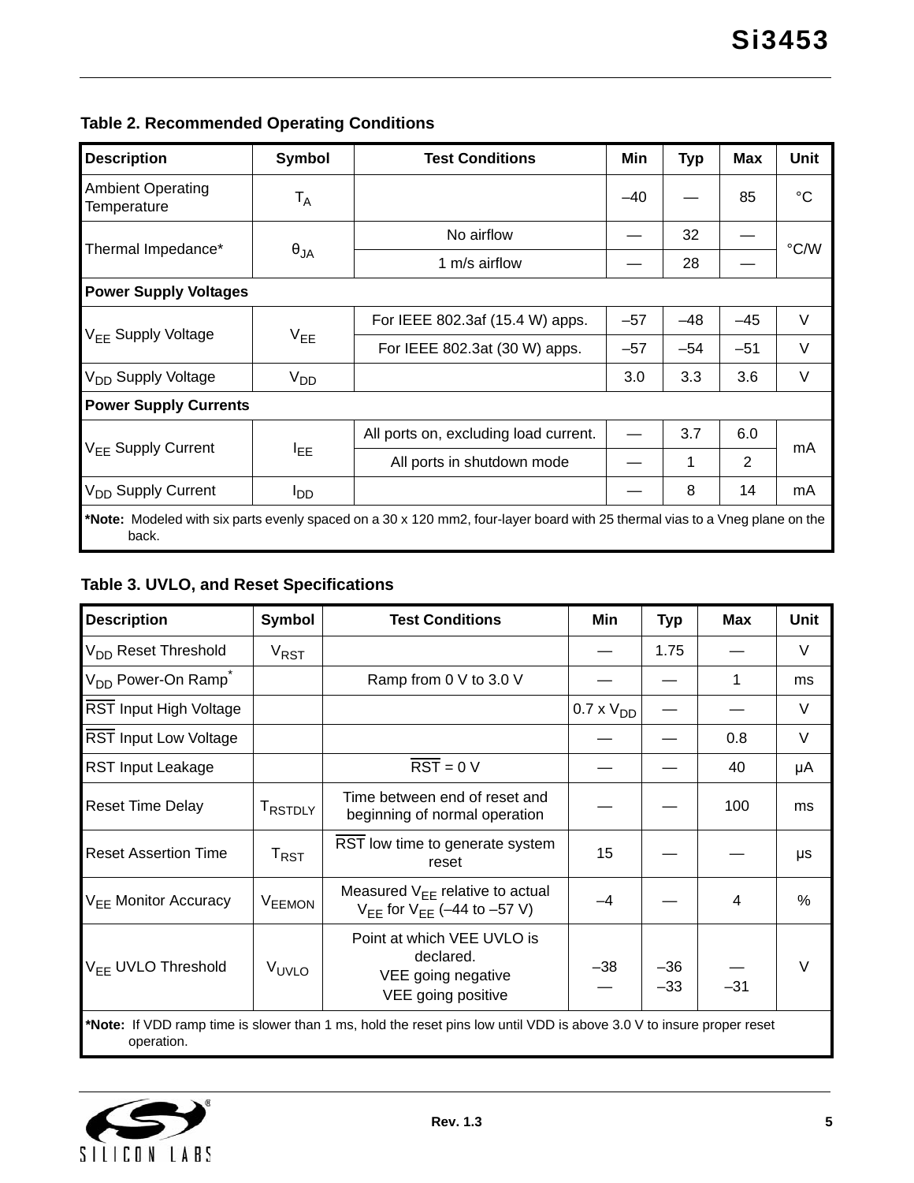**Table 2. Recommended Operating Conditions**

| Description | Symbol | Test Conditions | Min | Typ | Max | Unit |
|---|---|---|---|---|---|---|
| Ambient Operating Temperature | $T_A$ | | –40 | — | 85 | °C |
| Thermal Impedance* | $θ_{JA}$ | No airflow | — | 32 | — | °C/W |
| | | 1 m/s airflow | — | 28 | — | |
| **Power Supply Voltages** | | | | | | |
| $V_{EE}$ Supply Voltage | $V_{EE}$ | For IEEE 802.3af (15.4 W) apps. | –57 | –48 | –45 | V |
| | | For IEEE 802.3at (30 W) apps. | –57 | –54 | –51 | V |
| $V_{DD}$ Supply Voltage | $V_{DD}$ | | 3.0 | 3.3 | 3.6 | V |
| **Power Supply Currents** | | | | | | |
| $V_{EE}$ Supply Current | $I_{EE}$ | All ports on, excluding load current. | — | 3.7 | 6.0 | mA |
| | | All ports in shutdown mode | — | 1 | 2 | |
| $V_{DD}$ Supply Current | $I_{DD}$ | | — | 8 | 14 | mA |

***Note:** Modeled with six parts evenly spaced on a 30 x 120 mm2, four-layer board with 25 thermal vias to a Vneg plane on the back.

**Table 3. UVLO, and Reset Specifications**

| Description | Symbol | Test Conditions | Min | Typ | Max | Unit |
|---|---|---|---|---|---|---|
| $V_{DD}$ Reset Threshold | $V_{RST}$ | | — | 1.75 | — | V |
| $V_{DD}$ Power-On Ramp* | | Ramp from 0 V to 3.0 V | — | — | 1 | ms |
| $\overline{RST}$ Input High Voltage | | | 0.7 x $V_{DD}$ | — | — | V |
| $\overline{RST}$ Input Low Voltage | | | — | — | 0.8 | V |
| RST Input Leakage | | $\overline{RST}$ = 0 V | — | — | 40 | µA |
| Reset Time Delay | $T_{RSTDLY}$ | Time between end of reset and beginning of normal operation | — | — | 100 | ms |
| Reset Assertion Time | $T_{RST}$ | $\overline{RST}$ low time to generate system reset | 15 | — | — | µs |
| $V_{EE}$ Monitor Accuracy | $V_{EEMON}$ | Measured $V_{EE}$ relative to actual $V_{EE}$ for $V_{EE}$ (–44 to –57 V) | –4 | — | 4 | % |
| $V_{EE}$ UVLO Threshold | $V_{UVLO}$ | Point at which VEE UVLO is declared.<br>VEE going negative<br>VEE going positive | –38<br>— | –36<br>–33 | —<br>–31 | V |

***Note:** If VDD ramp time is slower than 1 ms, hold the reset pins low until VDD is above 3.0 V to insure proper reset operation.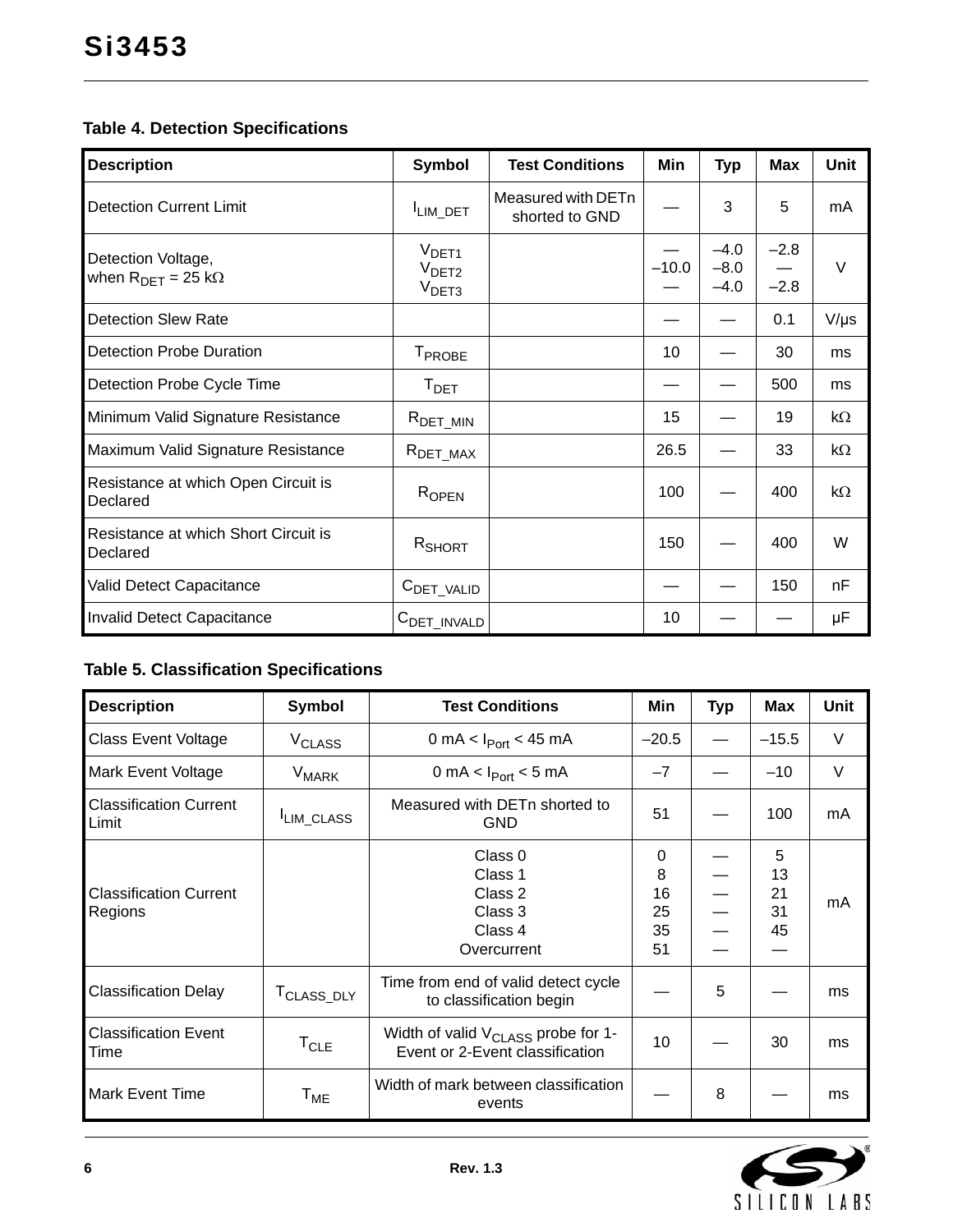**Table 4. Detection Specifications**

| Description | Symbol | Test Conditions | Min | Typ | Max | Unit |
|---|---|---|---|---|---|---|
| Detection Current Limit | $I_{LIM\_DET}$ | Measured with DETn shorted to GND | — | 3 | 5 | mA |
| Detection Voltage, when $R_{DET}$ = 25 kΩ | $V_{DET1}$<br>$V_{DET2}$<br>$V_{DET3}$ | | —<br>–10.0<br>— | –4.0<br>–8.0<br>–4.0 | –2.8<br>—<br>–2.8 | V |
| Detection Slew Rate | | | — | — | 0.1 | V/µs |
| Detection Probe Duration | $T_{PROBE}$ | | 10 | — | 30 | ms |
| Detection Probe Cycle Time | $T_{DET}$ | | — | — | 500 | ms |
| Minimum Valid Signature Resistance | $R_{DET\_MIN}$ | | 15 | — | 19 | kΩ |
| Maximum Valid Signature Resistance | $R_{DET\_MAX}$ | | 26.5 | — | 33 | kΩ |
| Resistance at which Open Circuit is Declared | $R_{OPEN}$ | | 100 | — | 400 | kΩ |
| Resistance at which Short Circuit is Declared | $R_{SHORT}$ | | 150 | — | 400 | W |
| Valid Detect Capacitance | $C_{DET\_VALID}$ | | — | — | 150 | nF |
| Invalid Detect Capacitance | $C_{DET\_INVALD}$ | | 10 | — | — | µF |

**Table 5. Classification Specifications**

| Description | Symbol | Test Conditions | Min | Typ | Max | Unit |
|---|---|---|---|---|---|---|
| Class Event Voltage | $V_{CLASS}$ | 0 mA < $I_{Port}$ < 45 mA | –20.5 | — | –15.5 | V |
| Mark Event Voltage | $V_{MARK}$ | 0 mA < $I_{Port}$ < 5 mA | –7 | — | –10 | V |
| Classification Current Limit | $I_{LIM\_CLASS}$ | Measured with DETn shorted to GND | 51 | — | 100 | mA |
| Classification Current Regions | | Class 0<br>Class 1<br>Class 2<br>Class 3<br>Class 4<br>Overcurrent | 0<br>8<br>16<br>25<br>35<br>51 | —<br>—<br>—<br>—<br>—<br>— | 5<br>13<br>21<br>31<br>45<br>— | mA |
| Classification Delay | $T_{CLASS\_DLY}$ | Time from end of valid detect cycle to classification begin | — | 5 | — | ms |
| Classification Event Time | $T_{CLE}$ | Width of valid $V_{CLASS}$ probe for 1-Event or 2-Event classification | 10 | — | 30 | ms |
| Mark Event Time | $T_{ME}$ | Width of mark between classification events | — | 8 | — | ms |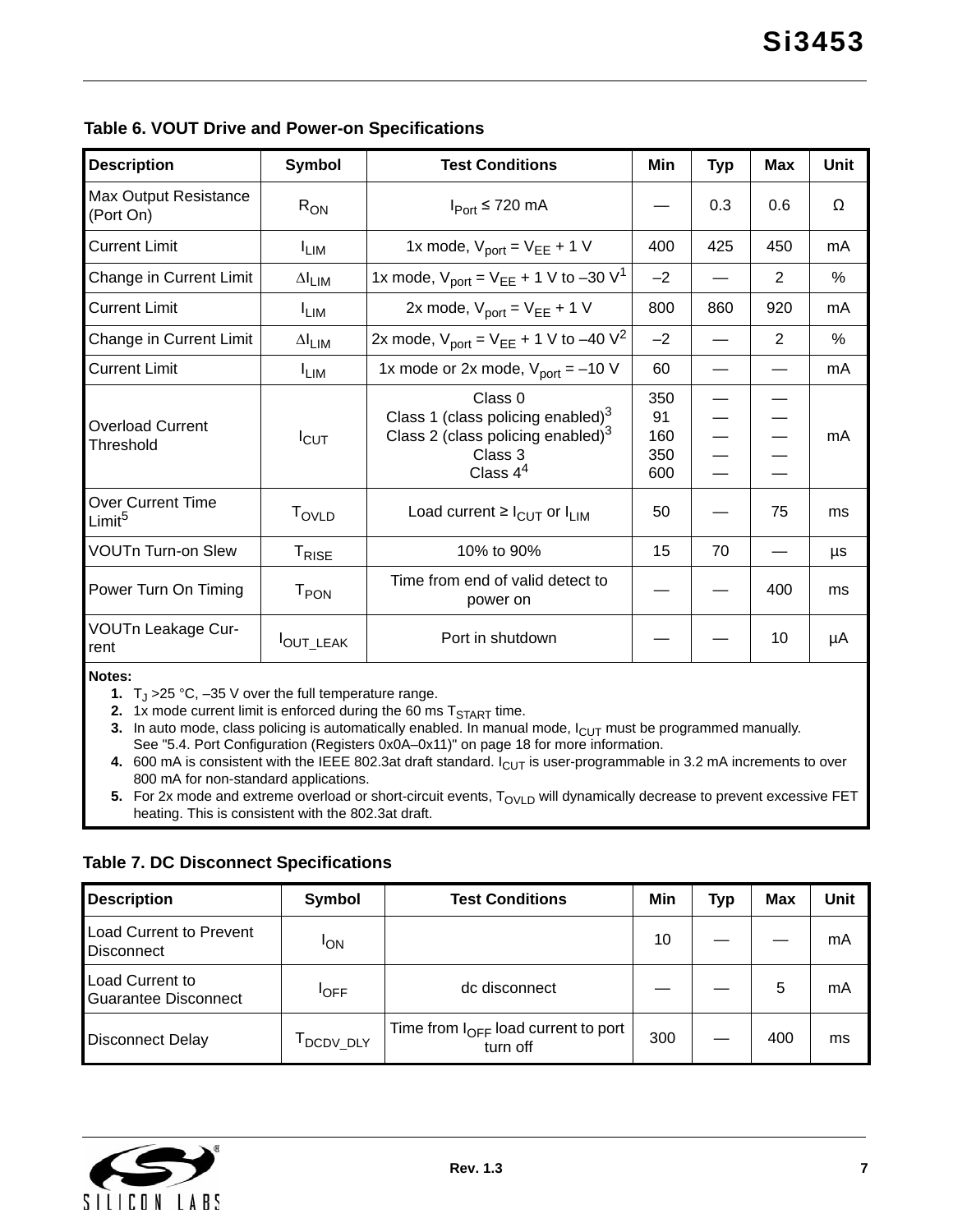**Table 6. VOUT Drive and Power-on Specifications**

| Description | Symbol | Test Conditions | Min | Typ | Max | Unit |
|---|---|---|---|---|---|---|
| Max Output Resistance (Port On) | $R_{ON}$ | $I_{Port}$ ≤ 720 mA | — | 0.3 | 0.6 | Ω |
| Current Limit | $I_{LIM}$ | 1x mode, $V_{port} = V_{EE}$ + 1 V | 400 | 425 | 450 | mA |
| Change in Current Limit | $\Delta I_{LIM}$ | 1x mode, $V_{port} = V_{EE}$ + 1 V to –30 V[1] | –2 | — | 2 | % |
| Current Limit | $I_{LIM}$ | 2x mode, $V_{port} = V_{EE}$ + 1 V | 800 | 860 | 920 | mA |
| Change in Current Limit | $\Delta I_{LIM}$ | 2x mode, $V_{port} = V_{EE}$ + 1 V to –40 V[2] | –2 | — | 2 | % |
| Current Limit | $I_{LIM}$ | 1x mode or 2x mode, $V_{port}$ = –10 V | 60 | — | — | mA |
| Overload Current Threshold | $I_{CUT}$ | Class 0<br>Class 1 (class policing enabled)[3]<br>Class 2 (class policing enabled)[3]<br>Class 3<br>Class 4[4] | 350<br>91<br>160<br>350<br>600 | —<br>—<br>—<br>—<br>— | —<br>—<br>—<br>—<br>— | mA |
| Over Current Time Limit[5] | $T_{OVLD}$ | Load current ≥ $I_{CUT}$ or $I_{LIM}$ | 50 | — | 75 | ms |
| VOUTn Turn-on Slew | $T_{RISE}$ | 10% to 90% | 15 | 70 | — | µs |
| Power Turn On Timing | $T_{PON}$ | Time from end of valid detect to power on | — | — | 400 | ms |
| VOUTn Leakage Current | $I_{OUT\_LEAK}$ | Port in shutdown | — | — | 10 | µA |

**Notes:**

1. $T_J$ >25 °C, –35 V over the full temperature range.
2. 1x mode current limit is enforced during the 60 ms $T_{START}$ time.
3. In auto mode, class policing is automatically enabled. In manual mode, $I_{CUT}$ must be programmed manually. See "5.4. Port Configuration (Registers 0x0A–0x11)" on page 18 for more information.
4. 600 mA is consistent with the IEEE 802.3at draft standard. $I_{CUT}$ is user-programmable in 3.2 mA increments to over 800 mA for non-standard applications.
5. For 2x mode and extreme overload or short-circuit events, $T_{OVLD}$ will dynamically decrease to prevent excessive FET heating. This is consistent with the 802.3at draft.

**Table 7. DC Disconnect Specifications**

| Description | Symbol | Test Conditions | Min | Typ | Max | Unit |
|---|---|---|---|---|---|---|
| Load Current to Prevent Disconnect | $I_{ON}$ | | 10 | — | — | mA |
| Load Current to Guarantee Disconnect | $I_{OFF}$ | dc disconnect | — | — | 5 | mA |
| Disconnect Delay | $T_{DCDV\_DLY}$ | Time from $I_{OFF}$ load current to port turn off | 300 | — | 400 | ms |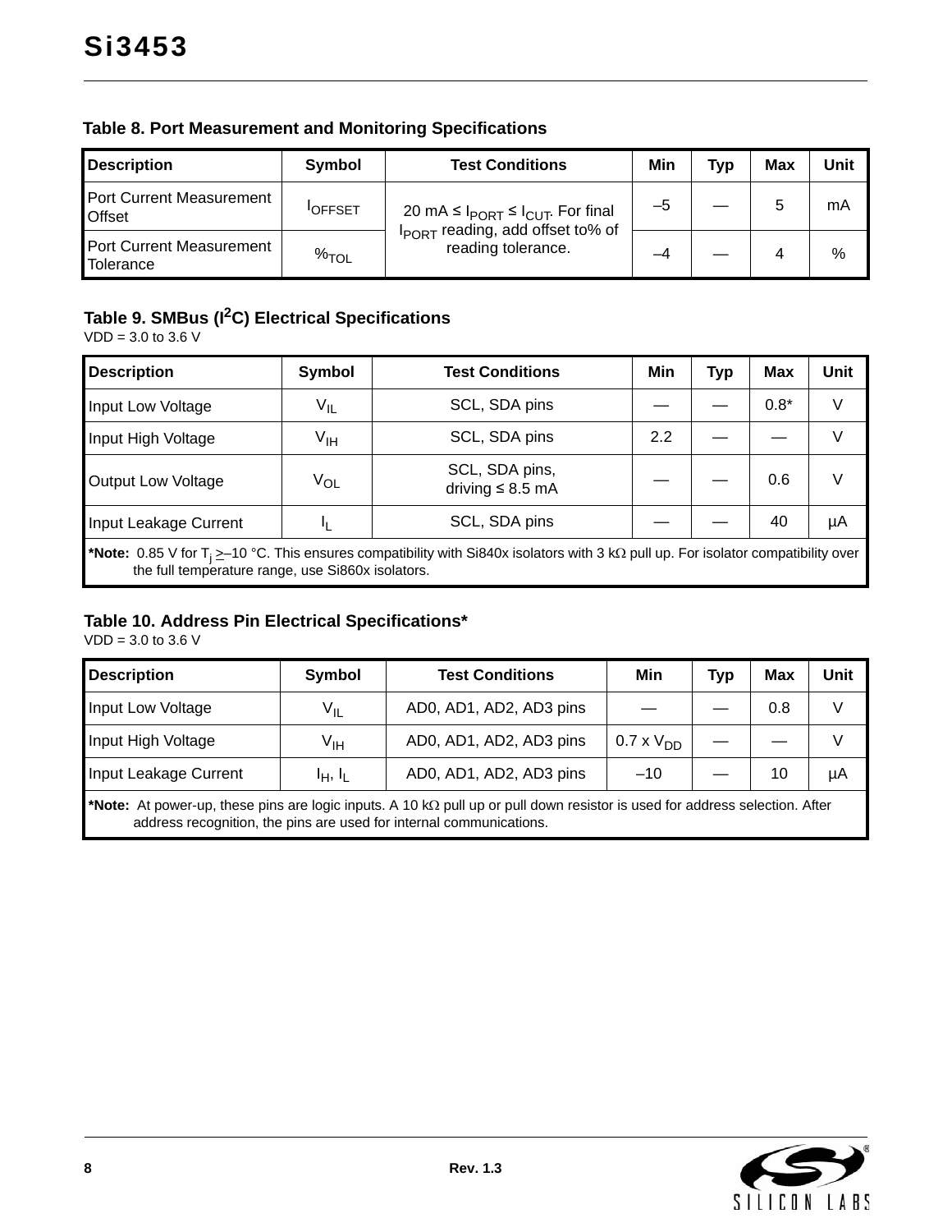**Table 8. Port Measurement and Monitoring Specifications**

| Description | Symbol | Test Conditions | Min | Typ | Max | Unit |
|---|---|---|---|---|---|---|
| Port Current Measurement Offset | $I_{OFFSET}$ | 20 mA ≤ $I_{PORT}$ ≤ $I_{CUT}$. For final $I_{PORT}$ reading, add offset to% of reading tolerance. | –5 | — | 5 | mA |
| Port Current Measurement Tolerance | $\%_{TOL}$ | | –4 | — | 4 | % |

**Table 9. SMBus ($I^2C$) Electrical Specifications**
VDD = 3.0 to 3.6 V

| Description | Symbol | Test Conditions | Min | Typ | Max | Unit |
|---|---|---|---|---|---|---|
| Input Low Voltage | $V_{IL}$ | SCL, SDA pins | — | — | 0.8* | V |
| Input High Voltage | $V_{IH}$ | SCL, SDA pins | 2.2 | — | — | V |
| Output Low Voltage | $V_{OL}$ | SCL, SDA pins, driving ≤ 8.5 mA | — | — | 0.6 | V |
| Input Leakage Current | $I_L$ | SCL, SDA pins | — | — | 40 | µA |

***Note:** 0.85 V for $T_j \geq$ –10 °C. This ensures compatibility with Si840x isolators with 3 kΩ pull up. For isolator compatibility over the full temperature range, use Si860x isolators.

**Table 10. Address Pin Electrical Specifications***
VDD = 3.0 to 3.6 V

| Description | Symbol | Test Conditions | Min | Typ | Max | Unit |
|---|---|---|---|---|---|---|
| Input Low Voltage | $V_{IL}$ | AD0, AD1, AD2, AD3 pins | — | — | 0.8 | V |
| Input High Voltage | $V_{IH}$ | AD0, AD1, AD2, AD3 pins | 0.7 x $V_{DD}$ | — | — | V |
| Input Leakage Current | $I_H$, $I_L$ | AD0, AD1, AD2, AD3 pins | –10 | — | 10 | µA |

***Note:** At power-up, these pins are logic inputs. A 10 kΩ pull up or pull down resistor is used for address selection. After address recognition, the pins are used for internal communications.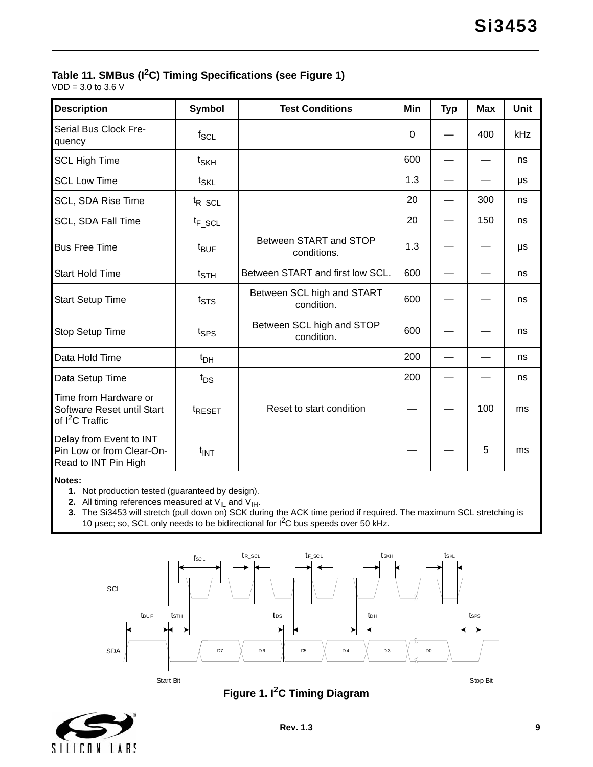### Table 11. SMBus ($I^2C$) Timing Specifications (see Figure 1)

VDD = 3.0 to 3.6 V

| Description | Symbol | Test Conditions | Min | Typ | Max | Unit |
|---|---|---|---|---|---|---|
| Serial Bus Clock Frequency | $f_{SCL}$ | | 0 | — | 400 | kHz |
| SCL High Time | $t_{SKH}$ | | 600 | — | — | ns |
| SCL Low Time | $t_{SKL}$ | | 1.3 | — | — | µs |
| SCL, SDA Rise Time | $t_{R\_SCL}$ | | 20 | — | 300 | ns |
| SCL, SDA Fall Time | $t_{F\_SCL}$ | | 20 | — | 150 | ns |
| Bus Free Time | $t_{BUF}$ | Between START and STOP conditions. | 1.3 | — | — | µs |
| Start Hold Time | $t_{STH}$ | Between START and first low SCL. | 600 | — | — | ns |
| Start Setup Time | $t_{STS}$ | Between SCL high and START condition. | 600 | — | — | ns |
| Stop Setup Time | $t_{SPS}$ | Between SCL high and STOP condition. | 600 | — | — | ns |
| Data Hold Time | $t_{DH}$ | | 200 | — | — | ns |
| Data Setup Time | $t_{DS}$ | | 200 | — | — | ns |
| Time from Hardware or Software Reset until Start of $I^2C$ Traffic | $t_{RESET}$ | Reset to start condition | — | — | 100 | ms |
| Delay from Event to INT Pin Low or from Clear-On-Read to INT Pin High | $t_{INT}$ | | — | — | 5 | ms |

**Notes:**

1. Not production tested (guaranteed by design).
2. All timing references measured at $V_{IL}$ and $V_{IH}$.
3. The Si3453 will stretch (pull down on) SCK during the ACK time period if required. The maximum SCL stretching is 10 µsec; so, SCL only needs to be bidirectional for $I^2C$ bus speeds over 50 kHz.

**Figure 1. $I^2C$ Timing Diagram**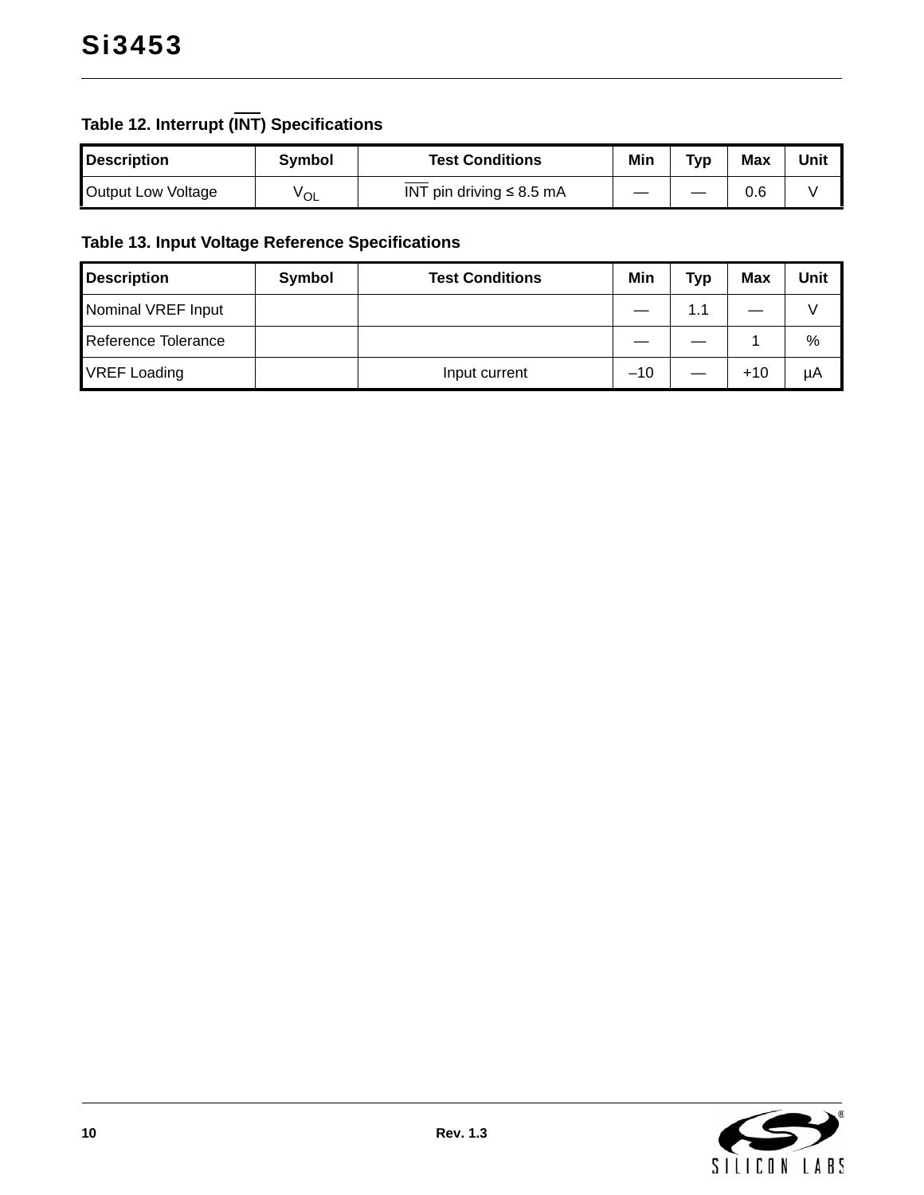**Table 12. Interrupt ($\overline{INT}$) Specifications**

| Description | Symbol | Test Conditions | Min | Typ | Max | Unit |
|---|---|---|---|---|---|---|
| Output Low Voltage | $V_{OL}$ | $\overline{INT}$ pin driving ≤ 8.5 mA | — | — | 0.6 | V |

**Table 13. Input Voltage Reference Specifications**

| Description | Symbol | Test Conditions | Min | Typ | Max | Unit |
|---|---|---|---|---|---|---|
| Nominal VREF Input | | | — | 1.1 | — | V |
| Reference Tolerance | | | — | — | 1 | % |
| VREF Loading | | Input current | –10 | — | +10 | µA |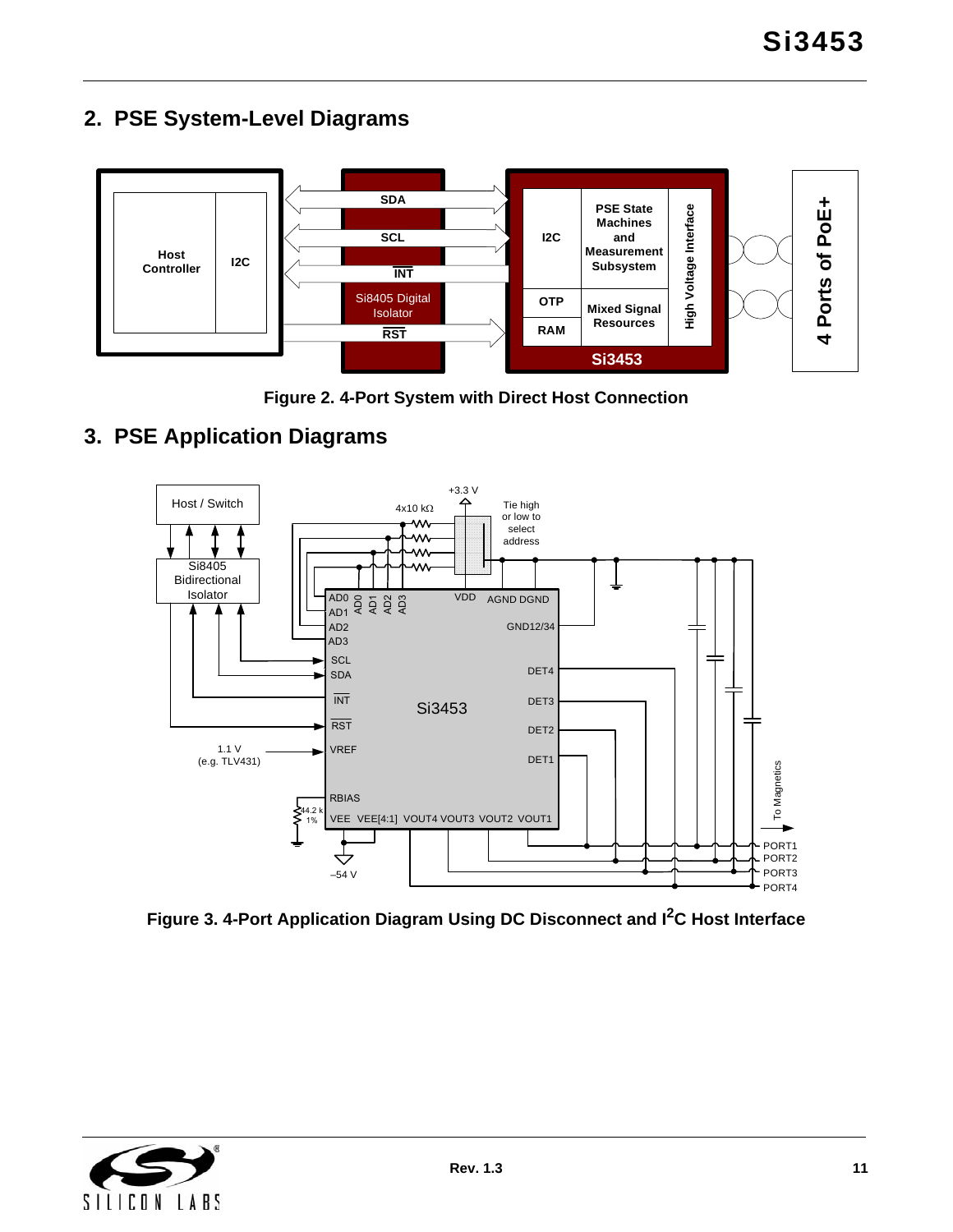## 2. PSE System-Level Diagrams

Figure 2. 4-Port System with Direct Host Connection

## 3. PSE Application Diagrams

Figure 3. 4-Port Application Diagram Using DC Disconnect and I$^2$C Host Interface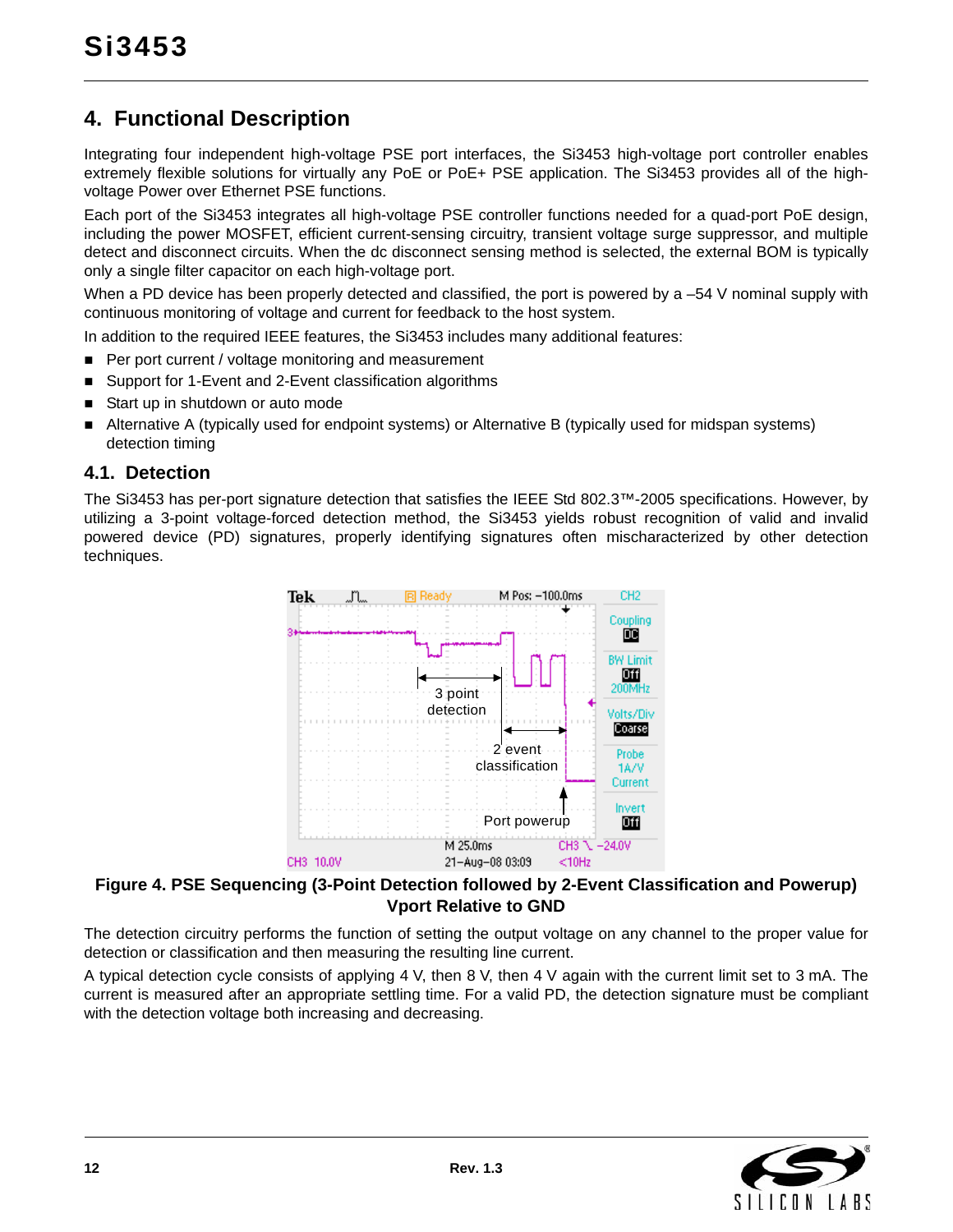# 4. Functional Description

Integrating four independent high-voltage PSE port interfaces, the Si3453 high-voltage port controller enables extremely flexible solutions for virtually any PoE or PoE+ PSE application. The Si3453 provides all of the high-voltage Power over Ethernet PSE functions.

Each port of the Si3453 integrates all high-voltage PSE controller functions needed for a quad-port PoE design, including the power MOSFET, efficient current-sensing circuitry, transient voltage surge suppressor, and multiple detect and disconnect circuits. When the dc disconnect sensing method is selected, the external BOM is typically only a single filter capacitor on each high-voltage port.

When a PD device has been properly detected and classified, the port is powered by a –54 V nominal supply with continuous monitoring of voltage and current for feedback to the host system.

In addition to the required IEEE features, the Si3453 includes many additional features:

- Per port current / voltage monitoring and measurement
- Support for 1-Event and 2-Event classification algorithms
- Start up in shutdown or auto mode
- Alternative A (typically used for endpoint systems) or Alternative B (typically used for midspan systems) detection timing

## 4.1. Detection

The Si3453 has per-port signature detection that satisfies the IEEE Std 802.3™-2005 specifications. However, by utilizing a 3-point voltage-forced detection method, the Si3453 yields robust recognition of valid and invalid powered device (PD) signatures, properly identifying signatures often mischaracterized by other detection techniques.

**Figure 4. PSE Sequencing (3-Point Detection followed by 2-Event Classification and Powerup) Vport Relative to GND**

The detection circuitry performs the function of setting the output voltage on any channel to the proper value for detection or classification and then measuring the resulting line current.

A typical detection cycle consists of applying 4 V, then 8 V, then 4 V again with the current limit set to 3 mA. The current is measured after an appropriate settling time. For a valid PD, the detection signature must be compliant with the detection voltage both increasing and decreasing.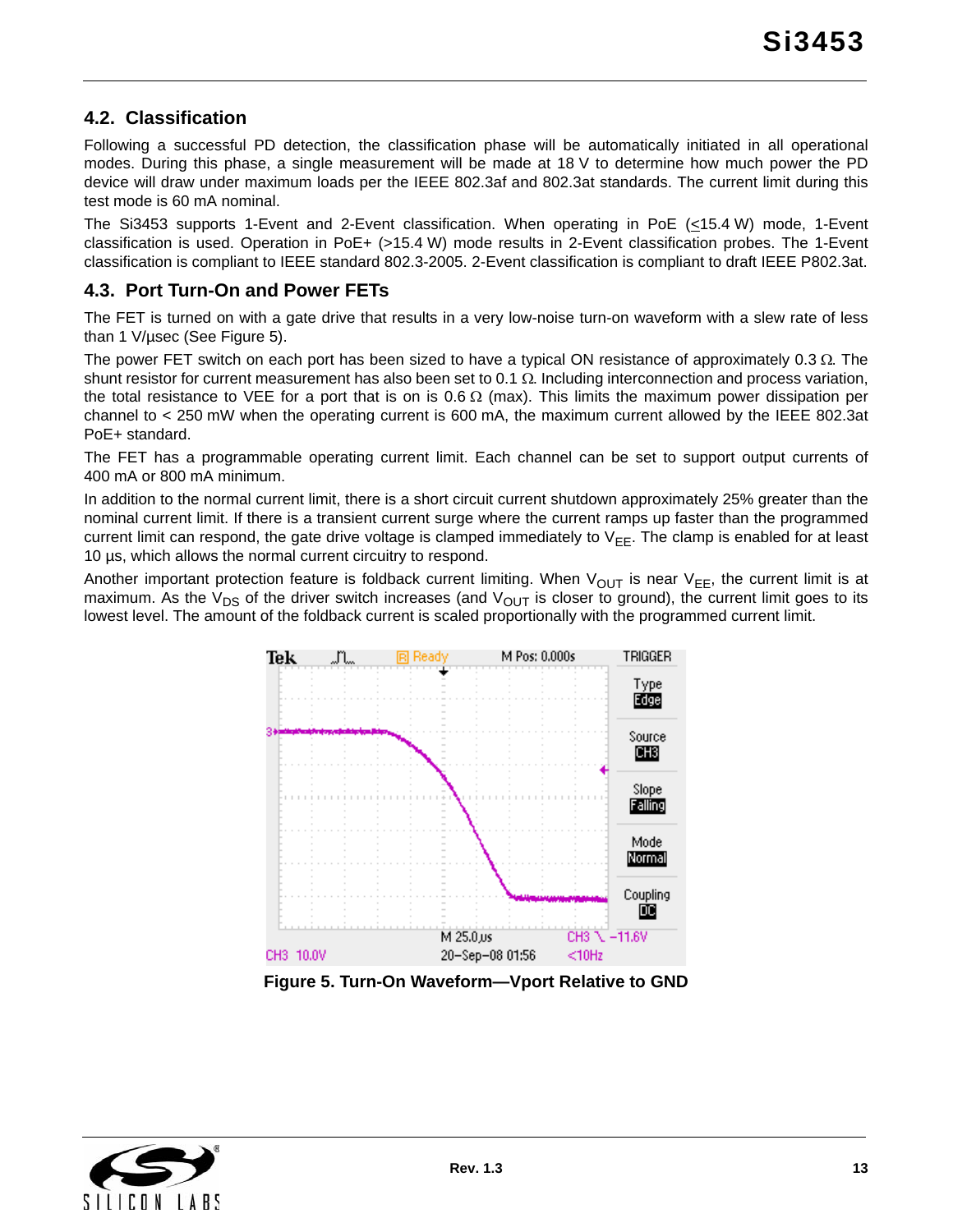## 4.2. Classification

Following a successful PD detection, the classification phase will be automatically initiated in all operational modes. During this phase, a single measurement will be made at 18 V to determine how much power the PD device will draw under maximum loads per the IEEE 802.3af and 802.3at standards. The current limit during this test mode is 60 mA nominal.

The Si3453 supports 1-Event and 2-Event classification. When operating in PoE ($\leq$15.4 W) mode, 1-Event classification is used. Operation in PoE+ (>15.4 W) mode results in 2-Event classification probes. The 1-Event classification is compliant to IEEE standard 802.3-2005. 2-Event classification is compliant to draft IEEE P802.3at.

## 4.3. Port Turn-On and Power FETs

The FET is turned on with a gate drive that results in a very low-noise turn-on waveform with a slew rate of less than 1 V/µsec (See Figure 5).

The power FET switch on each port has been sized to have a typical ON resistance of approximately 0.3 Ω. The shunt resistor for current measurement has also been set to 0.1 Ω. Including interconnection and process variation, the total resistance to VEE for a port that is on is 0.6 Ω (max). This limits the maximum power dissipation per channel to < 250 mW when the operating current is 600 mA, the maximum current allowed by the IEEE 802.3at PoE+ standard.

The FET has a programmable operating current limit. Each channel can be set to support output currents of 400 mA or 800 mA minimum.

In addition to the normal current limit, there is a short circuit current shutdown approximately 25% greater than the nominal current limit. If there is a transient current surge where the current ramps up faster than the programmed current limit can respond, the gate drive voltage is clamped immediately to $V_{EE}$. The clamp is enabled for at least 10 µs, which allows the normal current circuitry to respond.

Another important protection feature is foldback current limiting. When $V_{OUT}$ is near $V_{EE}$, the current limit is at maximum. As the $V_{DS}$ of the driver switch increases (and $V_{OUT}$ is closer to ground), the current limit goes to its lowest level. The amount of the foldback current is scaled proportionally with the programmed current limit.

**Figure 5. Turn-On Waveform—Vport Relative to GND**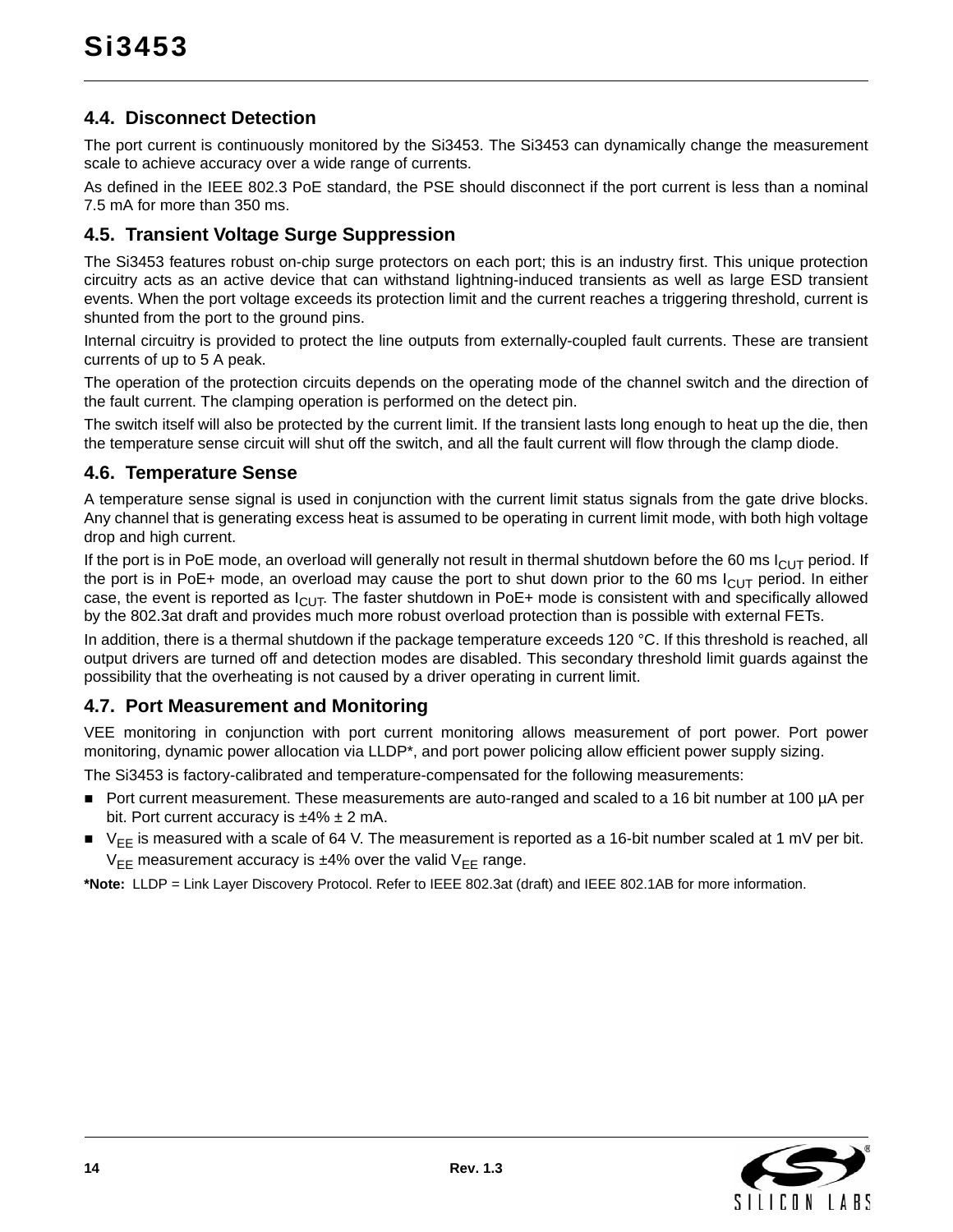### 4.4. Disconnect Detection

The port current is continuously monitored by the Si3453. The Si3453 can dynamically change the measurement scale to achieve accuracy over a wide range of currents.

As defined in the IEEE 802.3 PoE standard, the PSE should disconnect if the port current is less than a nominal 7.5 mA for more than 350 ms.

### 4.5. Transient Voltage Surge Suppression

The Si3453 features robust on-chip surge protectors on each port; this is an industry first. This unique protection circuitry acts as an active device that can withstand lightning-induced transients as well as large ESD transient events. When the port voltage exceeds its protection limit and the current reaches a triggering threshold, current is shunted from the port to the ground pins.

Internal circuitry is provided to protect the line outputs from externally-coupled fault currents. These are transient currents of up to 5 A peak.

The operation of the protection circuits depends on the operating mode of the channel switch and the direction of the fault current. The clamping operation is performed on the detect pin.

The switch itself will also be protected by the current limit. If the transient lasts long enough to heat up the die, then the temperature sense circuit will shut off the switch, and all the fault current will flow through the clamp diode.

### 4.6. Temperature Sense

A temperature sense signal is used in conjunction with the current limit status signals from the gate drive blocks. Any channel that is generating excess heat is assumed to be operating in current limit mode, with both high voltage drop and high current.

If the port is in PoE mode, an overload will generally not result in thermal shutdown before the 60 ms $I_{CUT}$ period. If the port is in PoE+ mode, an overload may cause the port to shut down prior to the 60 ms $I_{CUT}$ period. In either case, the event is reported as $I_{CUT}$. The faster shutdown in PoE+ mode is consistent with and specifically allowed by the 802.3at draft and provides much more robust overload protection than is possible with external FETs.

In addition, there is a thermal shutdown if the package temperature exceeds 120 °C. If this threshold is reached, all output drivers are turned off and detection modes are disabled. This secondary threshold limit guards against the possibility that the overheating is not caused by a driver operating in current limit.

### 4.7. Port Measurement and Monitoring

VEE monitoring in conjunction with port current monitoring allows measurement of port power. Port power monitoring, dynamic power allocation via LLDP*, and port power policing allow efficient power supply sizing.

The Si3453 is factory-calibrated and temperature-compensated for the following measurements:

- Port current measurement. These measurements are auto-ranged and scaled to a 16 bit number at 100 µA per bit. Port current accuracy is ±4% ± 2 mA.
- $V_{EE}$ is measured with a scale of 64 V. The measurement is reported as a 16-bit number scaled at 1 mV per bit. $V_{EE}$ measurement accuracy is ±4% over the valid $V_{EE}$ range.

**\*Note:** LLDP = Link Layer Discovery Protocol. Refer to IEEE 802.3at (draft) and IEEE 802.1AB for more information.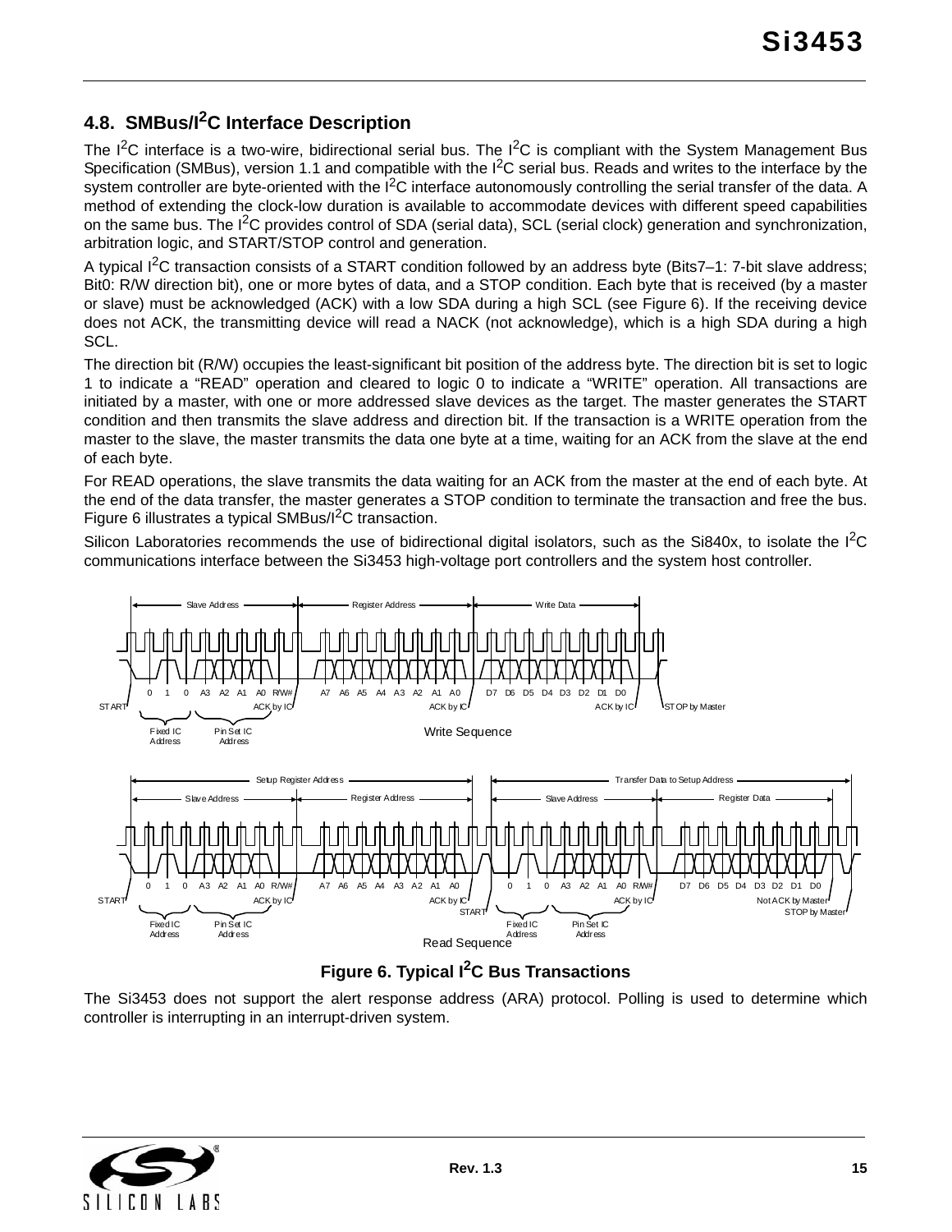### 4.8. SMBus/I$^2$C Interface Description

The I$^2$C interface is a two-wire, bidirectional serial bus. The I$^2$C is compliant with the System Management Bus Specification (SMBus), version 1.1 and compatible with the I$^2$C serial bus. Reads and writes to the interface by the system controller are byte-oriented with the I$^2$C interface autonomously controlling the serial transfer of the data. A method of extending the clock-low duration is available to accommodate devices with different speed capabilities on the same bus. The I$^2$C provides control of SDA (serial data), SCL (serial clock) generation and synchronization, arbitration logic, and START/STOP control and generation.

A typical I$^2$C transaction consists of a START condition followed by an address byte (Bits7–1: 7-bit slave address; Bit0: R/W direction bit), one or more bytes of data, and a STOP condition. Each byte that is received (by a master or slave) must be acknowledged (ACK) with a low SDA during a high SCL (see Figure 6). If the receiving device does not ACK, the transmitting device will read a NACK (not acknowledge), which is a high SDA during a high SCL.

The direction bit (R/W) occupies the least-significant bit position of the address byte. The direction bit is set to logic 1 to indicate a "READ" operation and cleared to logic 0 to indicate a "WRITE" operation. All transactions are initiated by a master, with one or more addressed slave devices as the target. The master generates the START condition and then transmits the slave address and direction bit. If the transaction is a WRITE operation from the master to the slave, the master transmits the data one byte at a time, waiting for an ACK from the slave at the end of each byte.

For READ operations, the slave transmits the data waiting for an ACK from the master at the end of each byte. At the end of the data transfer, the master generates a STOP condition to terminate the transaction and free the bus. Figure 6 illustrates a typical SMBus/I$^2$C transaction.

Silicon Laboratories recommends the use of bidirectional digital isolators, such as the Si840x, to isolate the I$^2$C communications interface between the Si3453 high-voltage port controllers and the system host controller.

Figure 6. Typical I$^2$C Bus Transactions

The Si3453 does not support the alert response address (ARA) protocol. Polling is used to determine which controller is interrupting in an interrupt-driven system.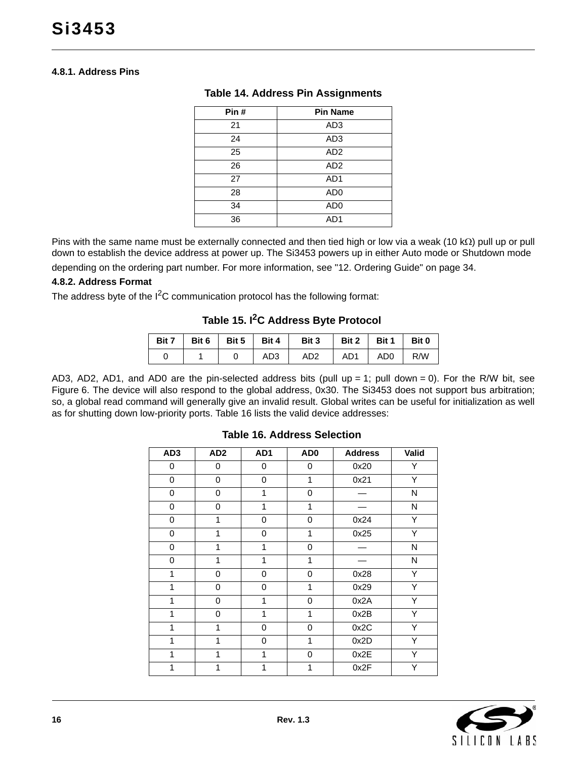#### 4.8.1. Address Pins

**Table 14. Address Pin Assignments**

| Pin # | Pin Name |
|---|---|
| 21 | AD3 |
| 24 | AD3 |
| 25 | AD2 |
| 26 | AD2 |
| 27 | AD1 |
| 28 | AD0 |
| 34 | AD0 |
| 36 | AD1 |

Pins with the same name must be externally connected and then tied high or low via a weak (10 kΩ) pull up or pull down to establish the device address at power up. The Si3453 powers up in either Auto mode or Shutdown mode depending on the ordering part number. For more information, see "12. Ordering Guide" on page 34.

#### 4.8.2. Address Format

The address byte of the $I^2C$ communication protocol has the following format:

**Table 15. $I^2C$ Address Byte Protocol**

| Bit 7 | Bit 6 | Bit 5 | Bit 4 | Bit 3 | Bit 2 | Bit 1 | Bit 0 |
|---|---|---|---|---|---|---|---|
| 0 | 1 | 0 | AD3 | AD2 | AD1 | AD0 | R/W |

AD3, AD2, AD1, and AD0 are the pin-selected address bits (pull up = 1; pull down = 0). For the R/W bit, see Figure 6. The device will also respond to the global address, 0x30. The Si3453 does not support bus arbitration; so, a global read command will generally give an invalid result. Global writes can be useful for initialization as well as for shutting down low-priority ports. Table 16 lists the valid device addresses:

**Table 16. Address Selection**

| AD3 | AD2 | AD1 | AD0 | Address | Valid |
|---|---|---|---|---|---|
| 0 | 0 | 0 | 0 | 0x20 | Y |
| 0 | 0 | 0 | 1 | 0x21 | Y |
| 0 | 0 | 1 | 0 | — | N |
| 0 | 0 | 1 | 1 | — | N |
| 0 | 1 | 0 | 0 | 0x24 | Y |
| 0 | 1 | 0 | 1 | 0x25 | Y |
| 0 | 1 | 1 | 0 | — | N |
| 0 | 1 | 1 | 1 | — | N |
| 1 | 0 | 0 | 0 | 0x28 | Y |
| 1 | 0 | 0 | 1 | 0x29 | Y |
| 1 | 0 | 1 | 0 | 0x2A | Y |
| 1 | 0 | 1 | 1 | 0x2B | Y |
| 1 | 1 | 0 | 0 | 0x2C | Y |
| 1 | 1 | 0 | 1 | 0x2D | Y |
| 1 | 1 | 1 | 0 | 0x2E | Y |
| 1 | 1 | 1 | 1 | 0x2F | Y |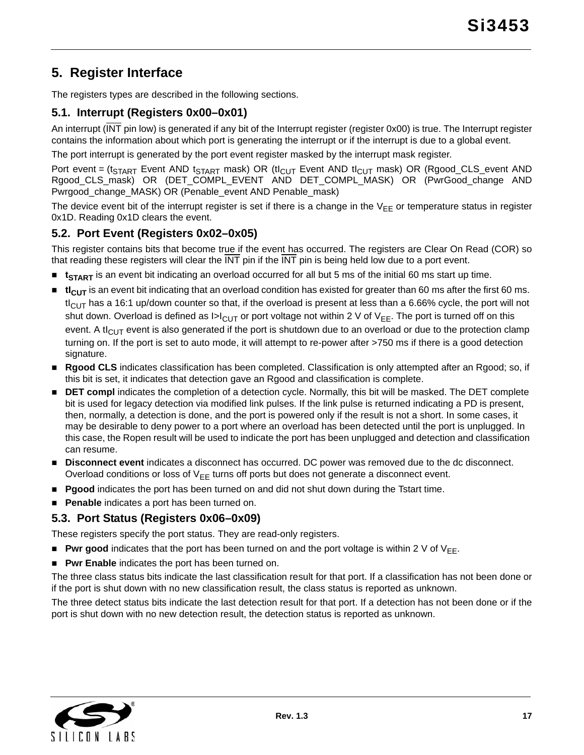## 5. Register Interface

The registers types are described in the following sections.

### 5.1. Interrupt (Registers 0x00–0x01)

An interrupt ($\overline{INT}$ pin low) is generated if any bit of the Interrupt register (register 0x00) is true. The Interrupt register contains the information about which port is generating the interrupt or if the interrupt is due to a global event.

The port interrupt is generated by the port event register masked by the interrupt mask register.

Port event = ($t_{START}$ Event AND $t_{START}$ mask) OR ($tI_{CUT}$ Event AND $tI_{CUT}$ mask) OR (Rgood_CLS_event AND Rgood_CLS_mask) OR (DET_COMPL_EVENT AND DET_COMPL_MASK) OR (PwrGood_change AND Pwrgood_change_MASK) OR (Penable_event AND Penable_mask)

The device event bit of the interrupt register is set if there is a change in the $V_{EE}$ or temperature status in register 0x1D. Reading 0x1D clears the event.

### 5.2. Port Event (Registers 0x02–0x05)

This register contains bits that become true if the event has occurred. The registers are Clear On Read (COR) so that reading these registers will clear the $\overline{INT}$ pin if the $\overline{INT}$ pin is being held low due to a port event.

- **$t_{START}$** is an event bit indicating an overload occurred for all but 5 ms of the initial 60 ms start up time.
- **$tI_{CUT}$** is an event bit indicating that an overload condition has existed for greater than 60 ms after the first 60 ms. $tI_{CUT}$ has a 16:1 up/down counter so that, if the overload is present at less than a 6.66% cycle, the port will not shut down. Overload is defined as $I>I_{CUT}$ or port voltage not within 2 V of $V_{EE}$. The port is turned off on this event. A $tI_{CUT}$ event is also generated if the port is shutdown due to an overload or due to the protection clamp turning on. If the port is set to auto mode, it will attempt to re-power after >750 ms if there is a good detection signature.
- **Rgood CLS** indicates classification has been completed. Classification is only attempted after an Rgood; so, if this bit is set, it indicates that detection gave an Rgood and classification is complete.
- **DET compl** indicates the completion of a detection cycle. Normally, this bit will be masked. The DET complete bit is used for legacy detection via modified link pulses. If the link pulse is returned indicating a PD is present, then, normally, a detection is done, and the port is powered only if the result is not a short. In some cases, it may be desirable to deny power to a port where an overload has been detected until the port is unplugged. In this case, the Ropen result will be used to indicate the port has been unplugged and detection and classification can resume.
- **Disconnect event** indicates a disconnect has occurred. DC power was removed due to the dc disconnect. Overload conditions or loss of $V_{EE}$ turns off ports but does not generate a disconnect event.
- **Pgood** indicates the port has been turned on and did not shut down during the Tstart time.
- **Penable** indicates a port has been turned on.

### 5.3. Port Status (Registers 0x06–0x09)

These registers specify the port status. They are read-only registers.

- **Pwr good** indicates that the port has been turned on and the port voltage is within 2 V of $V_{EE}$.
- **Pwr Enable** indicates the port has been turned on.

The three class status bits indicate the last classification result for that port. If a classification has not been done or if the port is shut down with no new classification result, the class status is reported as unknown.

The three detect status bits indicate the last detection result for that port. If a detection has not been done or if the port is shut down with no new detection result, the detection status is reported as unknown.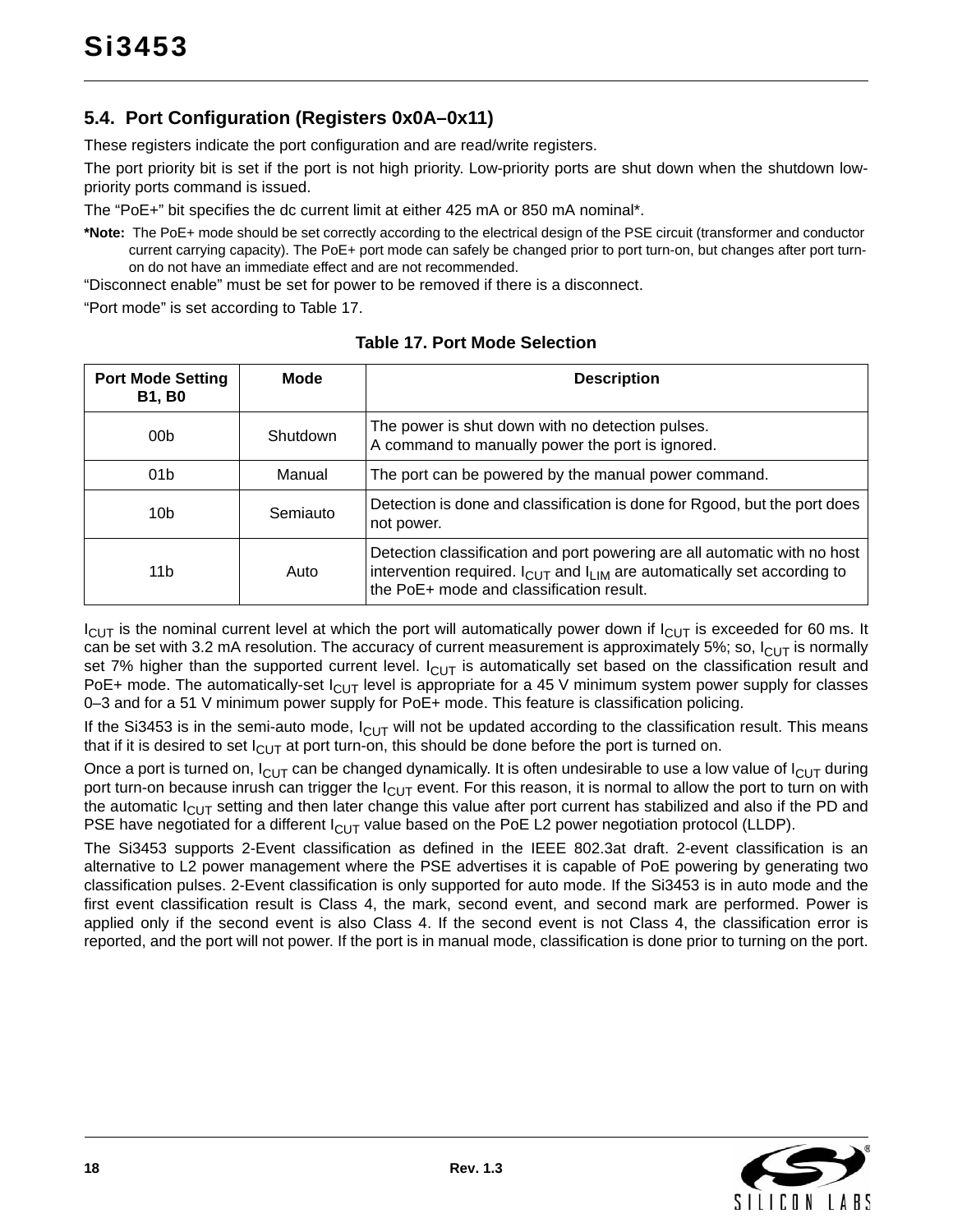### 5.4. Port Configuration (Registers 0x0A–0x11)

These registers indicate the port configuration and are read/write registers.

The port priority bit is set if the port is not high priority. Low-priority ports are shut down when the shutdown low-priority ports command is issued.

The “PoE+” bit specifies the dc current limit at either 425 mA or 850 mA nominal*.

**\*Note:** The PoE+ mode should be set correctly according to the electrical design of the PSE circuit (transformer and conductor current carrying capacity). The PoE+ port mode can safely be changed prior to port turn-on, but changes after port turn-on do not have an immediate effect and are not recommended.

“Disconnect enable” must be set for power to be removed if there is a disconnect.

“Port mode” is set according to Table 17.

**Table 17. Port Mode Selection**

| Port Mode Setting B1, B0 | Mode | Description |
|---|---|---|
| 00b | Shutdown | The power is shut down with no detection pulses. A command to manually power the port is ignored. |
| 01b | Manual | The port can be powered by the manual power command. |
| 10b | Semiauto | Detection is done and classification is done for Rgood, but the port does not power. |
| 11b | Auto | Detection classification and port powering are all automatic with no host intervention required. $I_{CUT}$ and $I_{LIM}$ are automatically set according to the PoE+ mode and classification result. |

$I_{CUT}$ is the nominal current level at which the port will automatically power down if $I_{CUT}$ is exceeded for 60 ms. It can be set with 3.2 mA resolution. The accuracy of current measurement is approximately 5%; so, $I_{CUT}$ is normally set 7% higher than the supported current level. $I_{CUT}$ is automatically set based on the classification result and PoE+ mode. The automatically-set $I_{CUT}$ level is appropriate for a 45 V minimum system power supply for classes 0–3 and for a 51 V minimum power supply for PoE+ mode. This feature is classification policing.

If the Si3453 is in the semi-auto mode, $I_{CUT}$ will not be updated according to the classification result. This means that if it is desired to set $I_{CUT}$ at port turn-on, this should be done before the port is turned on.

Once a port is turned on, $I_{CUT}$ can be changed dynamically. It is often undesirable to use a low value of $I_{CUT}$ during port turn-on because inrush can trigger the $I_{CUT}$ event. For this reason, it is normal to allow the port to turn on with the automatic $I_{CUT}$ setting and then later change this value after port current has stabilized and also if the PD and PSE have negotiated for a different $I_{CUT}$ value based on the PoE L2 power negotiation protocol (LLDP).

The Si3453 supports 2-Event classification as defined in the IEEE 802.3at draft. 2-event classification is an alternative to L2 power management where the PSE advertises it is capable of PoE powering by generating two classification pulses. 2-Event classification is only supported for auto mode. If the Si3453 is in auto mode and the first event classification result is Class 4, the mark, second event, and second mark are performed. Power is applied only if the second event is also Class 4. If the second event is not Class 4, the classification error is reported, and the port will not power. If the port is in manual mode, classification is done prior to turning on the port.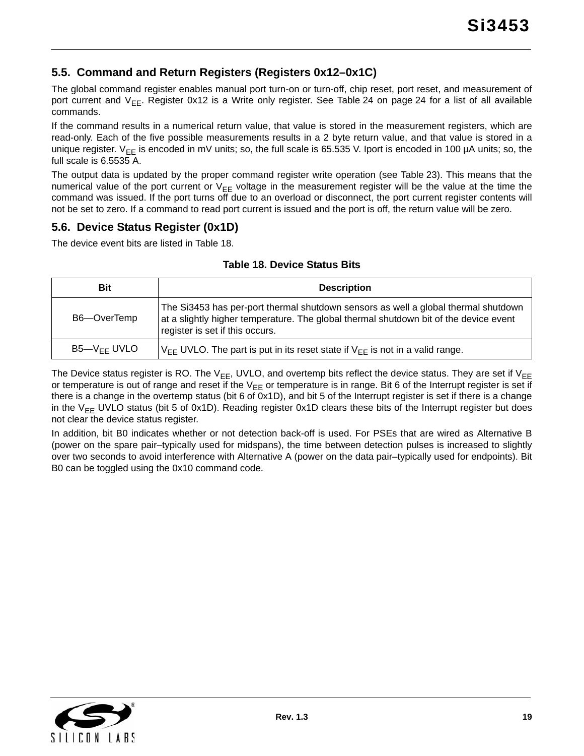### 5.5. Command and Return Registers (Registers 0x12–0x1C)

The global command register enables manual port turn-on or turn-off, chip reset, port reset, and measurement of port current and $V_{EE}$. Register 0x12 is a Write only register. See Table 24 on page 24 for a list of all available commands.

If the command results in a numerical return value, that value is stored in the measurement registers, which are read-only. Each of the five possible measurements results in a 2 byte return value, and that value is stored in a unique register. $V_{EE}$ is encoded in mV units; so, the full scale is 65.535 V. Iport is encoded in 100 µA units; so, the full scale is 6.5535 A.

The output data is updated by the proper command register write operation (see Table 23). This means that the numerical value of the port current or $V_{EE}$ voltage in the measurement register will be the value at the time the command was issued. If the port turns off due to an overload or disconnect, the port current register contents will not be set to zero. If a command to read port current is issued and the port is off, the return value will be zero.

### 5.6. Device Status Register (0x1D)

The device event bits are listed in Table 18.

**Table 18. Device Status Bits**

| Bit | Description |
|---|---|
| B6—OverTemp | The Si3453 has per-port thermal shutdown sensors as well a global thermal shutdown at a slightly higher temperature. The global thermal shutdown bit of the device event register is set if this occurs. |
| B5—$V_{EE}$ UVLO | $V_{EE}$ UVLO. The part is put in its reset state if $V_{EE}$ is not in a valid range. |

The Device status register is RO. The $V_{EE}$, UVLO, and overtemp bits reflect the device status. They are set if $V_{EE}$ or temperature is out of range and reset if the $V_{EE}$ or temperature is in range. Bit 6 of the Interrupt register is set if there is a change in the overtemp status (bit 6 of 0x1D), and bit 5 of the Interrupt register is set if there is a change in the $V_{EE}$ UVLO status (bit 5 of 0x1D). Reading register 0x1D clears these bits of the Interrupt register but does not clear the device status register.

In addition, bit B0 indicates whether or not detection back-off is used. For PSEs that are wired as Alternative B (power on the spare pair–typically used for midspans), the time between detection pulses is increased to slightly over two seconds to avoid interference with Alternative A (power on the data pair–typically used for endpoints). Bit B0 can be toggled using the 0x10 command code.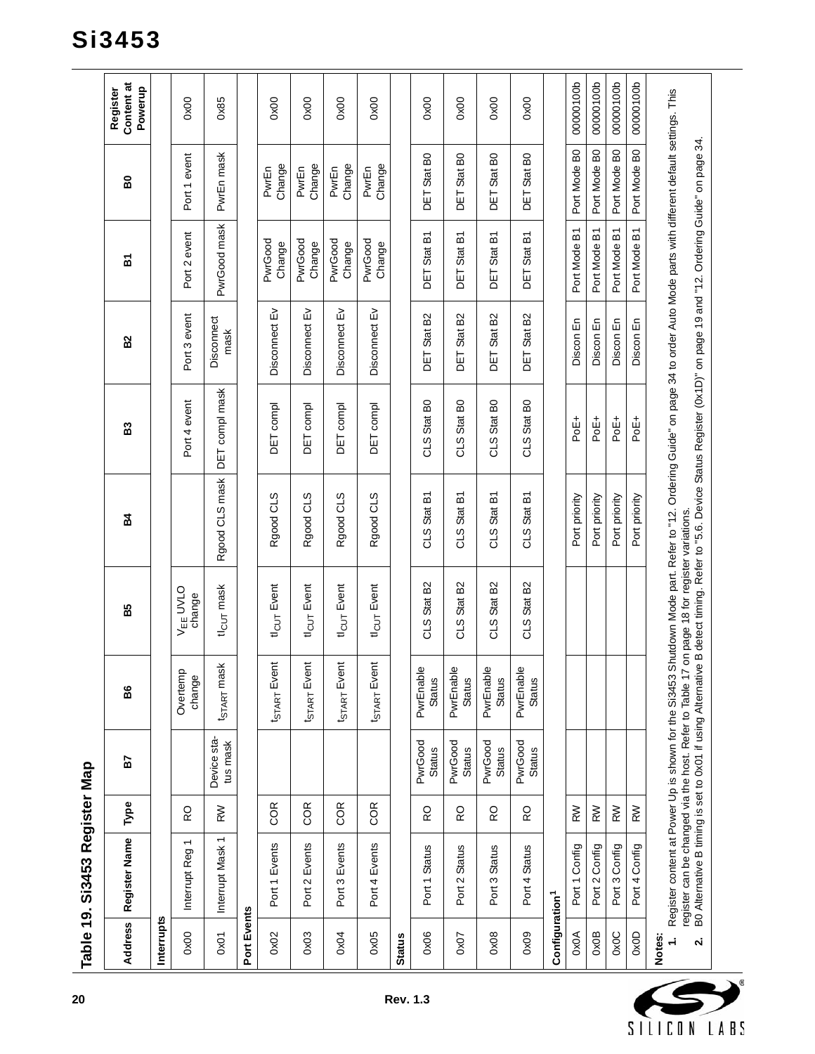## Table 19. Si3453 Register Map

| Address | Register Name | Type | B7 | B6 | B5 | B4 | B3 | B2 | B1 | B0 | Register Content at Powerup |
|---|---|---|---|---|---|---|---|---|---|---|---|
| **Interrupts** | | | | | | | | | | | |
| 0x00 | Interrupt Reg 1 | RO | | Overtemp change | $V_{EE}$ UVLO change | | Port 4 event | Port 3 event | Port 2 event | Port 1 event | 0x00 |
| 0x01 | Interrupt Mask 1 | RW | Device status mask | $t_{START}$ mask | $tI_{CUT}$ mask | Rgood CLS mask | DET compl mask | Disconnect mask | PwrGood mask | PwrEn mask | 0x85 |
| **Port Events** | | | | | | | | | | | |
| 0x02 | Port 1 Events | COR | | $t_{START}$ Event | $tI_{CUT}$ Event | Rgood CLS | DET compl | Disconnect Ev | PwrGood Change | PwrEn Change | 0x00 |
| 0x03 | Port 2 Events | COR | | $t_{START}$ Event | $tI_{CUT}$ Event | Rgood CLS | DET compl | Disconnect Ev | PwrGood Change | PwrEn Change | 0x00 |
| 0x04 | Port 3 Events | COR | | $t_{START}$ Event | $tI_{CUT}$ Event | Rgood CLS | DET compl | Disconnect Ev | PwrGood Change | PwrEn Change | 0x00 |
| 0x05 | Port 4 Events | COR | | $t_{START}$ Event | $tI_{CUT}$ Event | Rgood CLS | DET compl | Disconnect Ev | PwrGood Change | PwrEn Change | 0x00 |
| **Status** | | | | | | | | | | | |
| 0x06 | Port 1 Status | RO | PwrGood Status | PwrEnable Status | CLS Stat B2 | CLS Stat B1 | CLS Stat B0 | DET Stat B2 | DET Stat B1 | DET Stat B0 | 0x00 |
| 0x07 | Port 2 Status | RO | PwrGood Status | PwrEnable Status | CLS Stat B2 | CLS Stat B1 | CLS Stat B0 | DET Stat B2 | DET Stat B1 | DET Stat B0 | 0x00 |
| 0x08 | Port 3 Status | RO | PwrGood Status | PwrEnable Status | CLS Stat B2 | CLS Stat B1 | CLS Stat B0 | DET Stat B2 | DET Stat B1 | DET Stat B0 | 0x00 |
| 0x09 | Port 4 Status | RO | PwrGood Status | PwrEnable Status | CLS Stat B2 | CLS Stat B1 | CLS Stat B0 | DET Stat B2 | DET Stat B1 | DET Stat B0 | 0x00 |
| **Configuration[1]** | | | | | | | | | | | |
| 0x0A | Port 1 Config | RW | | | | Port priority | PoE+ | Discon En | Port Mode B1 | Port Mode B0 | 00000100b |
| 0x0B | Port 2 Config | RW | | | | Port priority | PoE+ | Discon En | Port Mode B1 | Port Mode B0 | 00000100b |
| 0x0C | Port 3 Config | RW | | | | Port priority | PoE+ | Discon En | Port Mode B1 | Port Mode B0 | 00000100b |
| 0x0D | Port 4 Config | RW | | | | Port priority | PoE+ | Discon En | Port Mode B1 | Port Mode B0 | 00000100b |

**Notes:**

1. Register content at Power Up is shown for the Si3453 Shutdown Mode part. Refer to "12. Ordering Guide" on page 34 to order Auto Mode parts with different default settings. This register can be changed via the host. Refer to Table 17 on page 18 for register variations.
2. B0 Alternative B timing is set to 0x01 if using Alternative B detect timing. Refer to "5.6. Device Status Register (0x1D)" on page 19 and "12. Ordering Guide" on page 34.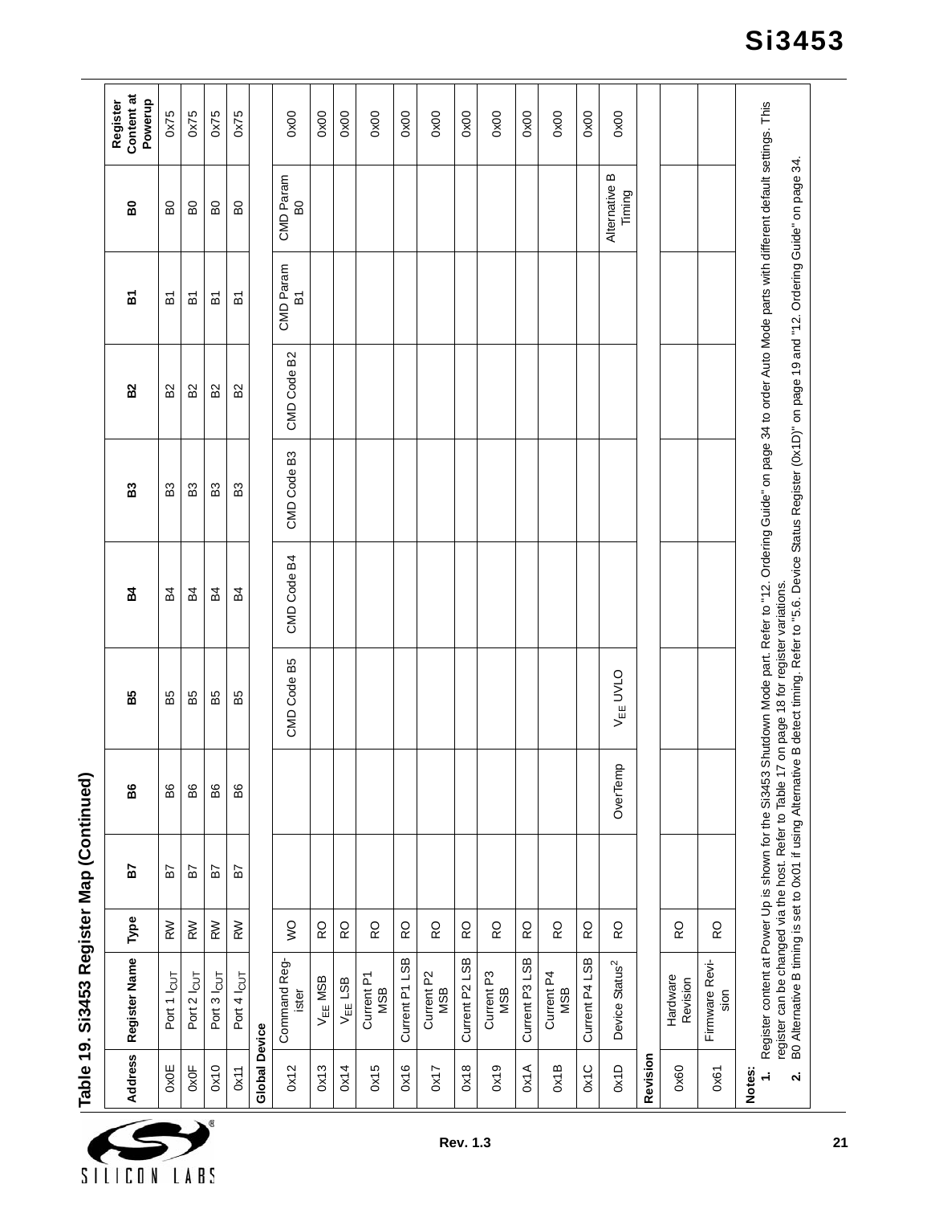## Table 19. Si3453 Register Map (Continued)

| Address | Register Name | Type | B7 | B6 | B5 | B4 | B3 | B2 | B1 | B0 | Register Content at Powerup |
|---|---|---|---|---|---|---|---|---|---|---|---|
| 0x0E | Port 1 $I_{CUT}$ | RW | B7 | B6 | B5 | B4 | B3 | B2 | B1 | B0 | 0x75 |
| 0x0F | Port 2 $I_{CUT}$ | RW | B7 | B6 | B5 | B4 | B3 | B2 | B1 | B0 | 0x75 |
| 0x10 | Port 3 $I_{CUT}$ | RW | B7 | B6 | B5 | B4 | B3 | B2 | B1 | B0 | 0x75 |
| 0x11 | Port 4 $I_{CUT}$ | RW | B7 | B6 | B5 | B4 | B3 | B2 | B1 | B0 | 0x75 |
| **Global Device** | | | | | | | | | | | |
| 0x12 | Command Register | WO | | | CMD Code B5 | CMD Code B4 | CMD Code B3 | CMD Code B2 | CMD Param B1 | CMD Param B0 | 0x00 |
| 0x13 | $V_{EE}$ MSB | RO | | | | | | | | | 0x00 |
| 0x14 | $V_{EE}$ LSB | RO | | | | | | | | | 0x00 |
| 0x15 | Current P1 MSB | RO | | | | | | | | | 0x00 |
| 0x16 | Current P1 LSB | RO | | | | | | | | | 0x00 |
| 0x17 | Current P2 MSB | RO | | | | | | | | | 0x00 |
| 0x18 | Current P2 LSB | RO | | | | | | | | | 0x00 |
| 0x19 | Current P3 MSB | RO | | | | | | | | | 0x00 |
| 0x1A | Current P3 LSB | RO | | | | | | | | | 0x00 |
| 0x1B | Current P4 MSB | RO | | | | | | | | | 0x00 |
| 0x1C | Current P4 LSB | RO | | | | | | | | | 0x00 |
| 0x1D | Device Status[2] | RO | | OverTemp | $V_{EE}$ UVLO | | | | | Alternative B Timing | 0x00 |
| **Revision** | | | | | | | | | | | |
| 0x60 | Hardware Revision | RO | | | | | | | | | |
| 0x61 | Firmware Revision | RO | | | | | | | | | |

**Notes:**

1. Register content at Power Up is shown for the Si3453 Shutdown Mode part. Refer to "12. Ordering Guide" on page 34 to order Auto Mode parts with different default settings. This register can be changed via the host. Refer to Table 17 on page 18 for register variations.
2. B0 Alternative B timing is set to 0x01 if using Alternative B detect timing. Refer to "5.6. Device Status Register (0x1D)" on page 19 and "12. Ordering Guide" on page 34.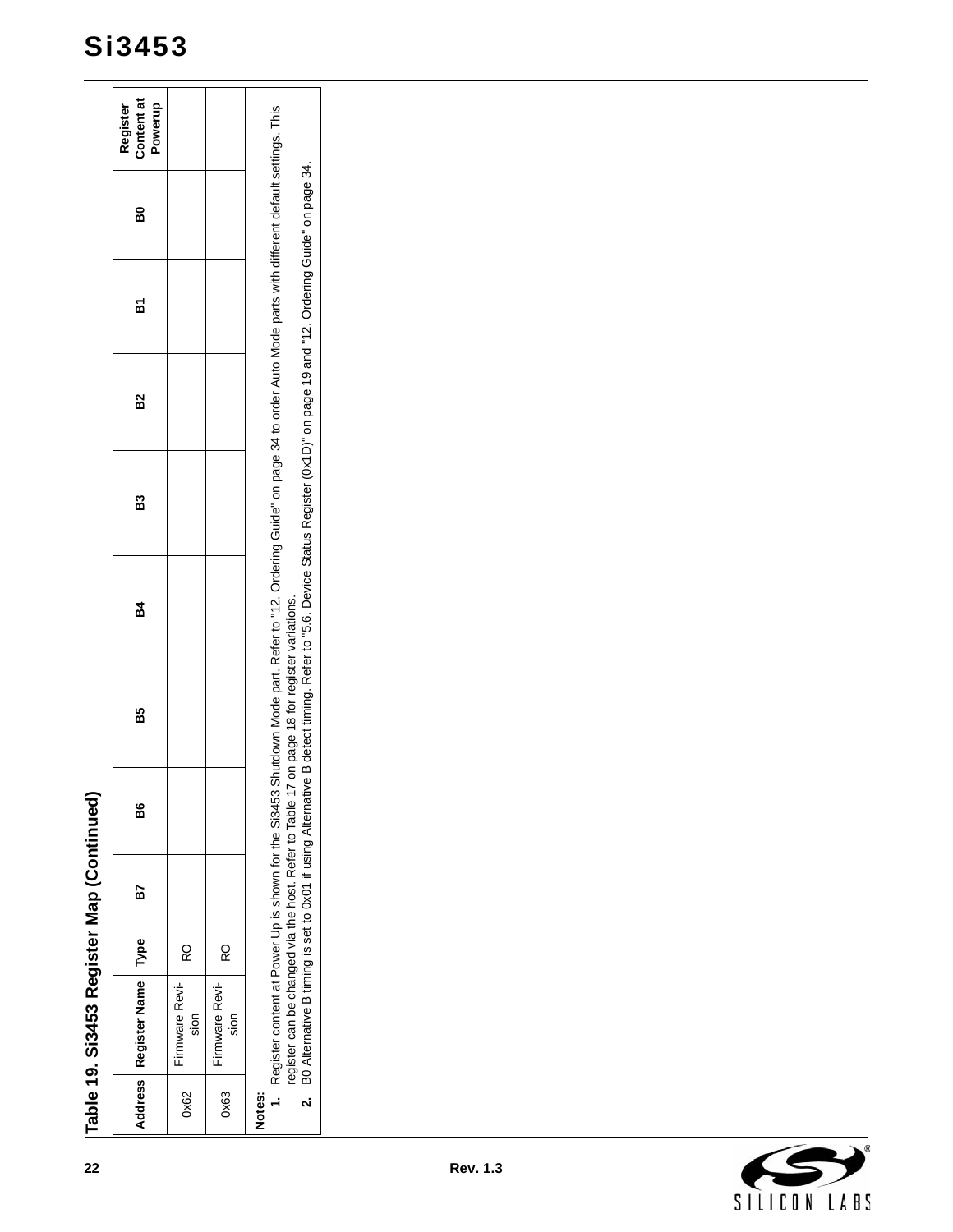**Table 19. Si3453 Register Map (Continued)**

| Address | Register Name | Type | B7 | B6 | B5 | B4 | B3 | B2 | B1 | B0 | Register Content at Powerup |
|---|---|---|---|---|---|---|---|---|---|---|---|
| 0x62 | Firmware Revision | RO | | | | | | | | | |
| 0x63 | Firmware Revision | RO | | | | | | | | | |

**Notes:**

1. Register content at Power Up is shown for the Si3453 Shutdown Mode part. Refer to "12. Ordering Guide" on page 34 to order Auto Mode parts with different default settings. This register can be changed via the host. Refer to Table 17 on page 18 for register variations.
2. B0 Alternative B timing is set to 0x01 if using Alternative B detect timing. Refer to "5.6. Device Status Register (0x1D)" on page 19 and "12. Ordering Guide" on page 34.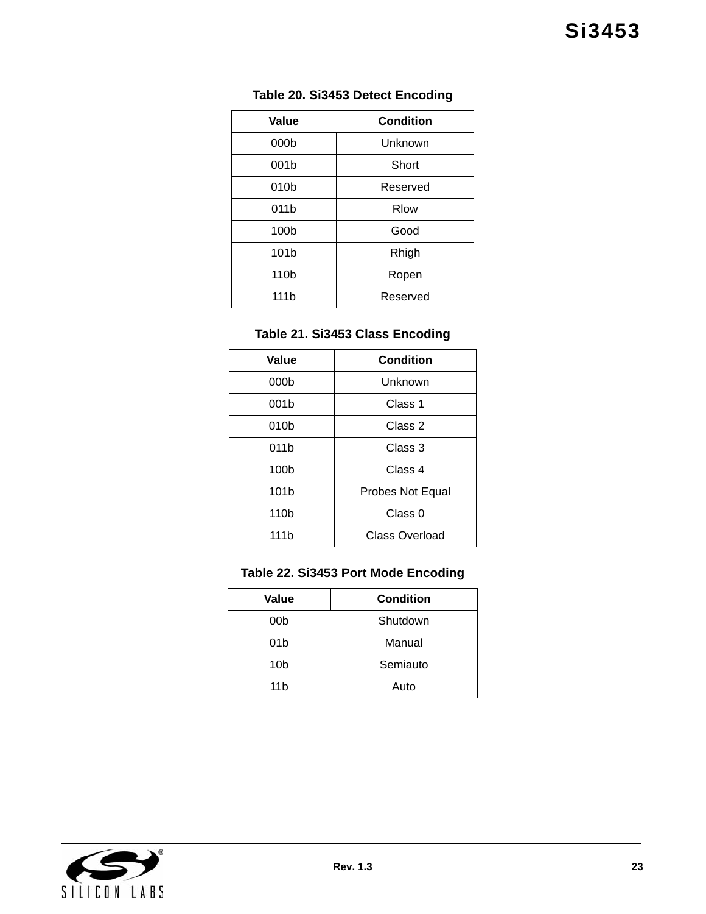**Table 20. Si3453 Detect Encoding**

| Value | Condition |
|---|---|
| 000b | Unknown |
| 001b | Short |
| 010b | Reserved |
| 011b | Rlow |
| 100b | Good |
| 101b | Rhigh |
| 110b | Ropen |
| 111b | Reserved |

**Table 21. Si3453 Class Encoding**

| Value | Condition |
|---|---|
| 000b | Unknown |
| 001b | Class 1 |
| 010b | Class 2 |
| 011b | Class 3 |
| 100b | Class 4 |
| 101b | Probes Not Equal |
| 110b | Class 0 |
| 111b | Class Overload |

**Table 22. Si3453 Port Mode Encoding**

| Value | Condition |
|---|---|
| 00b | Shutdown |
| 01b | Manual |
| 10b | Semiauto |
| 11b | Auto |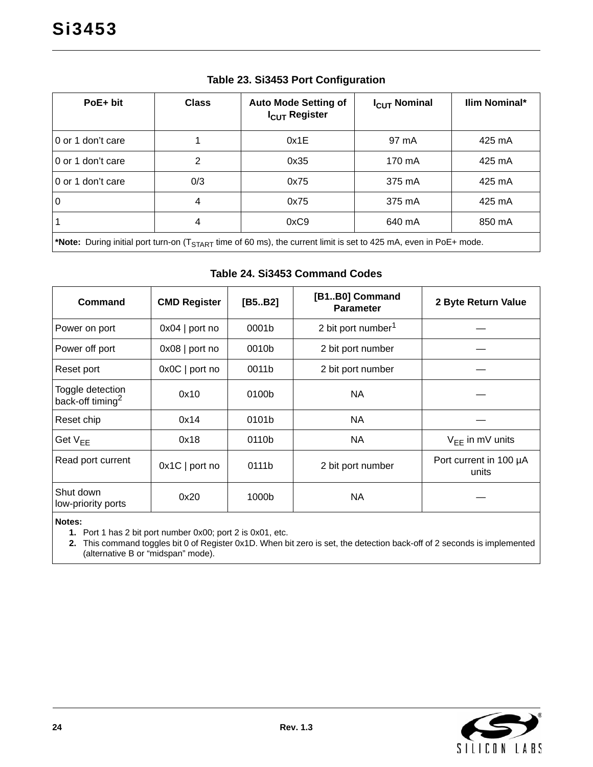**Table 23. Si3453 Port Configuration**

| PoE+ bit | Class | Auto Mode Setting of $I_{CUT}$ Register | $I_{CUT}$ Nominal | Ilim Nominal* |
|---|---|---|---|---|
| 0 or 1 don’t care | 1 | 0x1E | 97 mA | 425 mA |
| 0 or 1 don’t care | 2 | 0x35 | 170 mA | 425 mA |
| 0 or 1 don’t care | 0/3 | 0x75 | 375 mA | 425 mA |
| 0 | 4 | 0x75 | 375 mA | 425 mA |
| 1 | 4 | 0xC9 | 640 mA | 850 mA |

***Note:** During initial port turn-on ($T_{START}$ time of 60 ms), the current limit is set to 425 mA, even in PoE+ mode.

**Table 24. Si3453 Command Codes**

| Command | CMD Register | [B5..B2] | [B1..B0] Command Parameter | 2 Byte Return Value |
|---|---|---|---|---|
| Power on port | 0x04 \| port no | 0001b | 2 bit port number[1] | — |
| Power off port | 0x08 \| port no | 0010b | 2 bit port number | — |
| Reset port | 0x0C \| port no | 0011b | 2 bit port number | — |
| Toggle detection back-off timing[2] | 0x10 | 0100b | NA | — |
| Reset chip | 0x14 | 0101b | NA | — |
| Get $V_{EE}$ | 0x18 | 0110b | NA | $V_{EE}$ in mV units |
| Read port current | 0x1C \| port no | 0111b | 2 bit port number | Port current in 100 µA units |
| Shut down low-priority ports | 0x20 | 1000b | NA | — |

**Notes:**

1. Port 1 has 2 bit port number 0x00; port 2 is 0x01, etc.
2. This command toggles bit 0 of Register 0x1D. When bit zero is set, the detection back-off of 2 seconds is implemented (alternative B or “midspan” mode).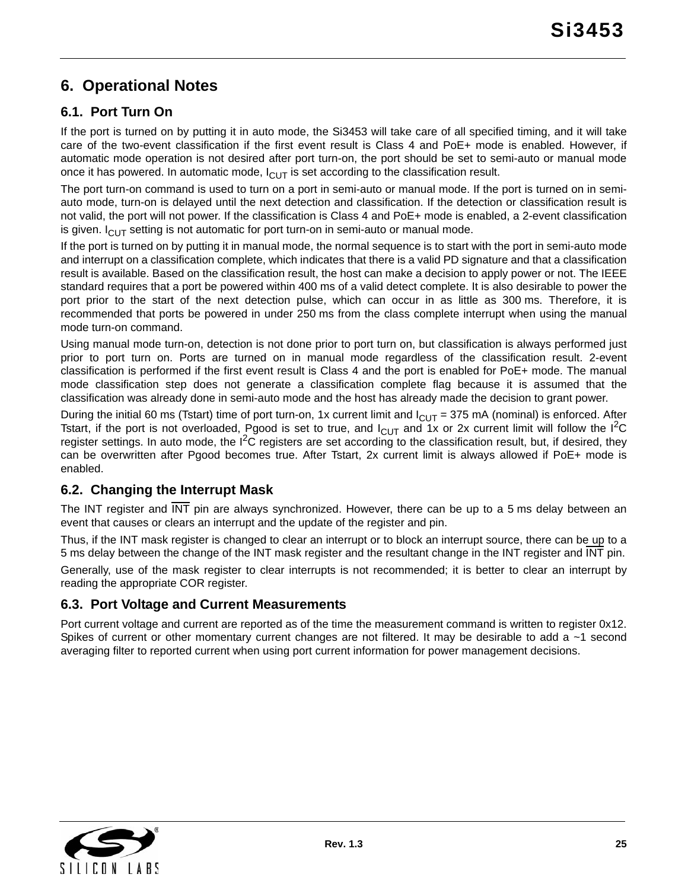# 6. Operational Notes

## 6.1. Port Turn On

If the port is turned on by putting it in auto mode, the Si3453 will take care of all specified timing, and it will take care of the two-event classification if the first event result is Class 4 and PoE+ mode is enabled. However, if automatic mode operation is not desired after port turn-on, the port should be set to semi-auto or manual mode once it has powered. In automatic mode, $I_{CUT}$ is set according to the classification result.

The port turn-on command is used to turn on a port in semi-auto or manual mode. If the port is turned on in semi-auto mode, turn-on is delayed until the next detection and classification. If the detection or classification result is not valid, the port will not power. If the classification is Class 4 and PoE+ mode is enabled, a 2-event classification is given. $I_{CUT}$ setting is not automatic for port turn-on in semi-auto or manual mode.

If the port is turned on by putting it in manual mode, the normal sequence is to start with the port in semi-auto mode and interrupt on a classification complete, which indicates that there is a valid PD signature and that a classification result is available. Based on the classification result, the host can make a decision to apply power or not. The IEEE standard requires that a port be powered within 400 ms of a valid detect complete. It is also desirable to power the port prior to the start of the next detection pulse, which can occur in as little as 300 ms. Therefore, it is recommended that ports be powered in under 250 ms from the class complete interrupt when using the manual mode turn-on command.

Using manual mode turn-on, detection is not done prior to port turn on, but classification is always performed just prior to port turn on. Ports are turned on in manual mode regardless of the classification result. 2-event classification is performed if the first event result is Class 4 and the port is enabled for PoE+ mode. The manual mode classification step does not generate a classification complete flag because it is assumed that the classification was already done in semi-auto mode and the host has already made the decision to grant power.

During the initial 60 ms (Tstart) time of port turn-on, 1x current limit and $I_{CUT}$ = 375 mA (nominal) is enforced. After Tstart, if the port is not overloaded, Pgood is set to true, and $I_{CUT}$ and 1x or 2x current limit will follow the $I^2C$ register settings. In auto mode, the $I^2C$ registers are set according to the classification result, but, if desired, they can be overwritten after Pgood becomes true. After Tstart, 2x current limit is always allowed if PoE+ mode is enabled.

## 6.2. Changing the Interrupt Mask

The INT register and $\overline{\text{INT}}$ pin are always synchronized. However, there can be up to a 5 ms delay between an event that causes or clears an interrupt and the update of the register and pin.

Thus, if the INT mask register is changed to clear an interrupt or to block an interrupt source, there can be up to a 5 ms delay between the change of the INT mask register and the resultant change in the INT register and $\overline{\text{INT}}$ pin.

Generally, use of the mask register to clear interrupts is not recommended; it is better to clear an interrupt by reading the appropriate COR register.

## 6.3. Port Voltage and Current Measurements

Port current voltage and current are reported as of the time the measurement command is written to register 0x12. Spikes of current or other momentary current changes are not filtered. It may be desirable to add a ~1 second averaging filter to reported current when using port current information for power management decisions.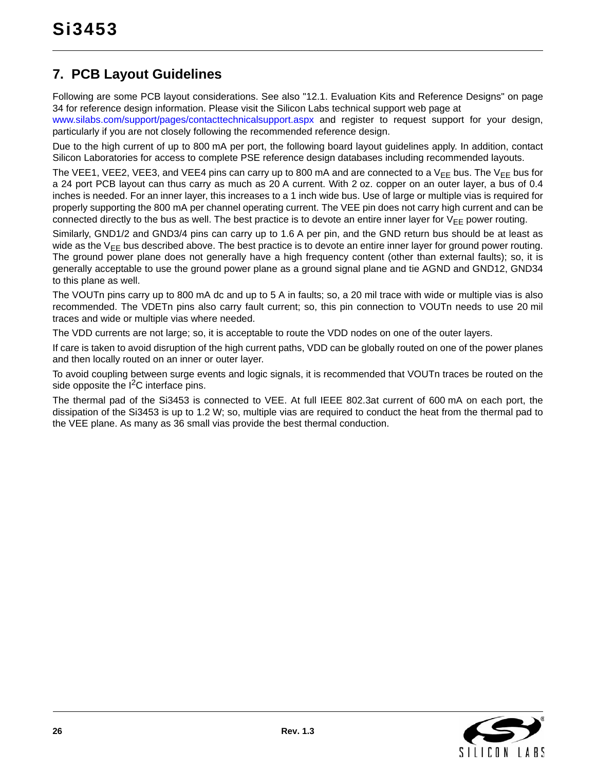## 7. PCB Layout Guidelines

Following are some PCB layout considerations. See also "12.1. Evaluation Kits and Reference Designs" on page 34 for reference design information. Please visit the Silicon Labs technical support web page at www.silabs.com/support/pages/contacttechnicalsupport.aspx and register to request support for your design, particularly if you are not closely following the recommended reference design.

Due to the high current of up to 800 mA per port, the following board layout guidelines apply. In addition, contact Silicon Laboratories for access to complete PSE reference design databases including recommended layouts.

The VEE1, VEE2, VEE3, and VEE4 pins can carry up to 800 mA and are connected to a $V_{EE}$ bus. The $V_{EE}$ bus for a 24 port PCB layout can thus carry as much as 20 A current. With 2 oz. copper on an outer layer, a bus of 0.4 inches is needed. For an inner layer, this increases to a 1 inch wide bus. Use of large or multiple vias is required for properly supporting the 800 mA per channel operating current. The VEE pin does not carry high current and can be connected directly to the bus as well. The best practice is to devote an entire inner layer for $V_{EE}$ power routing.

Similarly, GND1/2 and GND3/4 pins can carry up to 1.6 A per pin, and the GND return bus should be at least as wide as the $V_{EE}$ bus described above. The best practice is to devote an entire inner layer for ground power routing. The ground power plane does not generally have a high frequency content (other than external faults); so, it is generally acceptable to use the ground power plane as a ground signal plane and tie AGND and GND12, GND34 to this plane as well.

The VOUTn pins carry up to 800 mA dc and up to 5 A in faults; so, a 20 mil trace with wide or multiple vias is also recommended. The VDETn pins also carry fault current; so, this pin connection to VOUTn needs to use 20 mil traces and wide or multiple vias where needed.

The VDD currents are not large; so, it is acceptable to route the VDD nodes on one of the outer layers.

If care is taken to avoid disruption of the high current paths, VDD can be globally routed on one of the power planes and then locally routed on an inner or outer layer.

To avoid coupling between surge events and logic signals, it is recommended that VOUTn traces be routed on the side opposite the $I^2C$ interface pins.

The thermal pad of the Si3453 is connected to VEE. At full IEEE 802.3at current of 600 mA on each port, the dissipation of the Si3453 is up to 1.2 W; so, multiple vias are required to conduct the heat from the thermal pad to the VEE plane. As many as 36 small vias provide the best thermal conduction.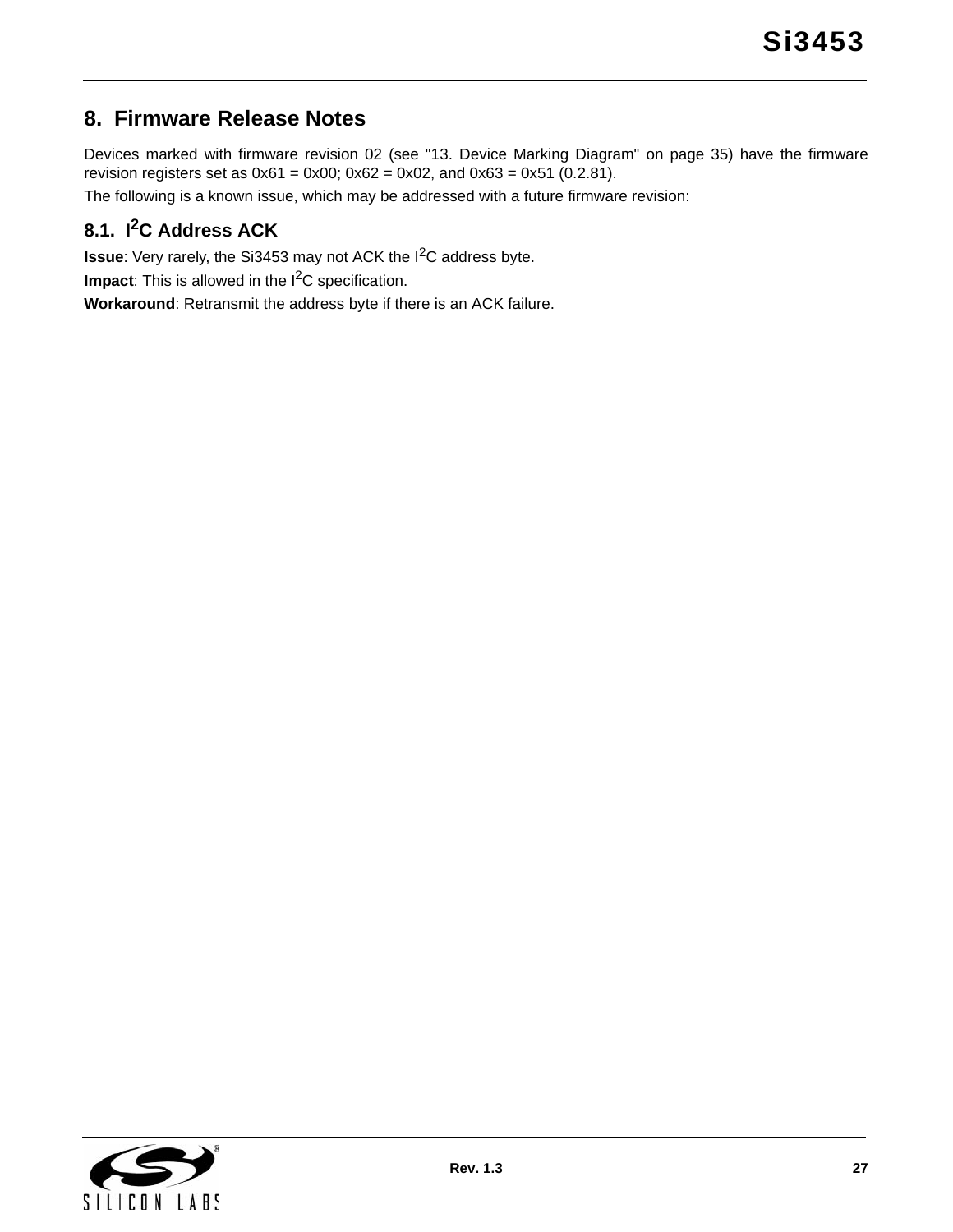## 8. Firmware Release Notes

Devices marked with firmware revision 02 (see "13. Device Marking Diagram" on page 35) have the firmware revision registers set as 0x61 = 0x00; 0x62 = 0x02, and 0x63 = 0x51 (0.2.81).

The following is a known issue, which may be addressed with a future firmware revision:

### 8.1. $I^2C$ Address ACK

**Issue**: Very rarely, the Si3453 may not ACK the $I^2C$ address byte.

**Impact**: This is allowed in the $I^2C$ specification.

**Workaround**: Retransmit the address byte if there is an ACK failure.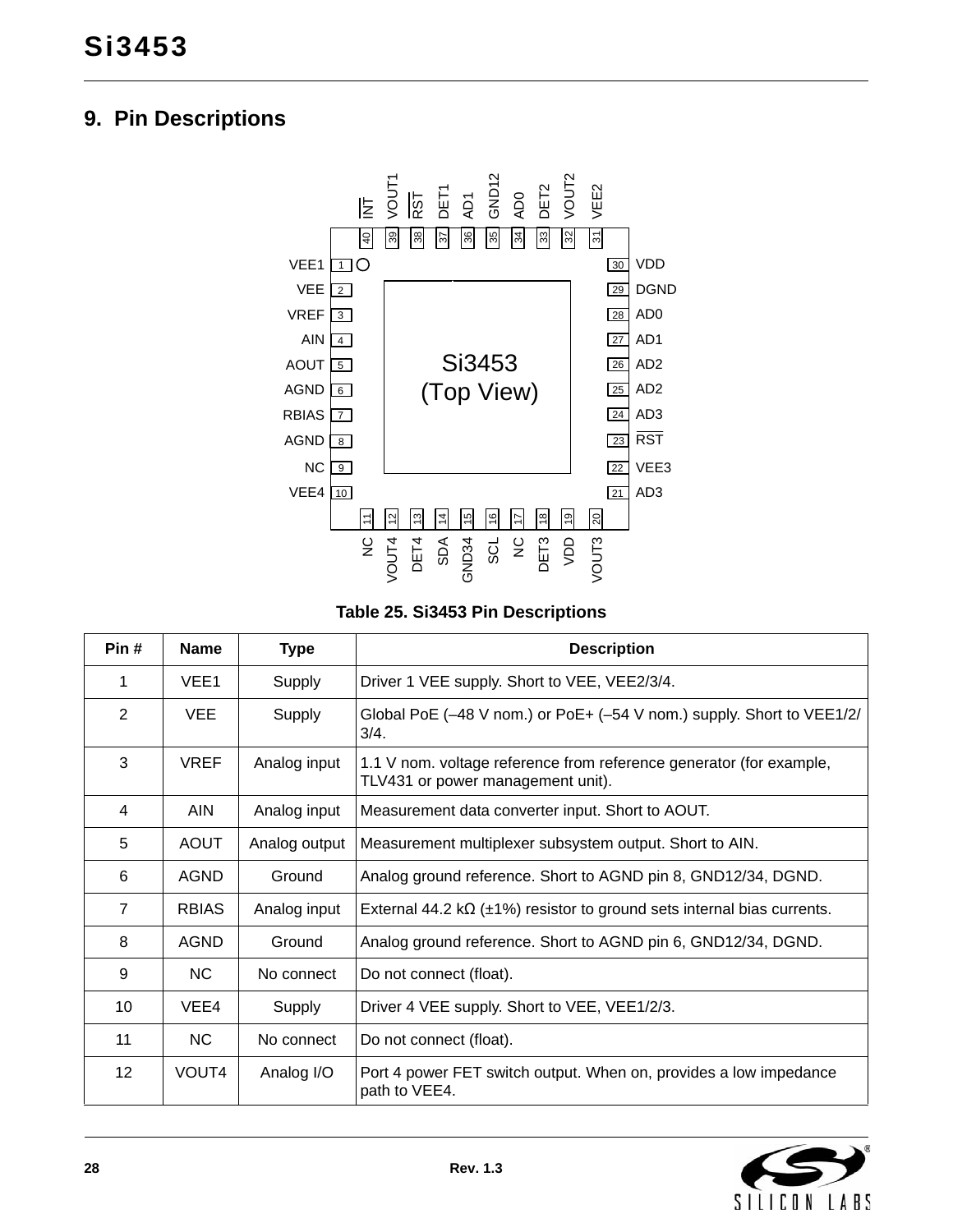## 9. Pin Descriptions

**Table 25. Si3453 Pin Descriptions**

| Pin # | Name | Type | Description |
|---|---|---|---|
| 1 | VEE1 | Supply | Driver 1 VEE supply. Short to VEE, VEE2/3/4. |
| 2 | VEE | Supply | Global PoE (–48 V nom.) or PoE+ (–54 V nom.) supply. Short to VEE1/2/3/4. |
| 3 | VREF | Analog input | 1.1 V nom. voltage reference from reference generator (for example, TLV431 or power management unit). |
| 4 | AIN | Analog input | Measurement data converter input. Short to AOUT. |
| 5 | AOUT | Analog output | Measurement multiplexer subsystem output. Short to AIN. |
| 6 | AGND | Ground | Analog ground reference. Short to AGND pin 8, GND12/34, DGND. |
| 7 | RBIAS | Analog input | External 44.2 kΩ (±1%) resistor to ground sets internal bias currents. |
| 8 | AGND | Ground | Analog ground reference. Short to AGND pin 6, GND12/34, DGND. |
| 9 | NC | No connect | Do not connect (float). |
| 10 | VEE4 | Supply | Driver 4 VEE supply. Short to VEE, VEE1/2/3. |
| 11 | NC | No connect | Do not connect (float). |
| 12 | VOUT4 | Analog I/O | Port 4 power FET switch output. When on, provides a low impedance path to VEE4. |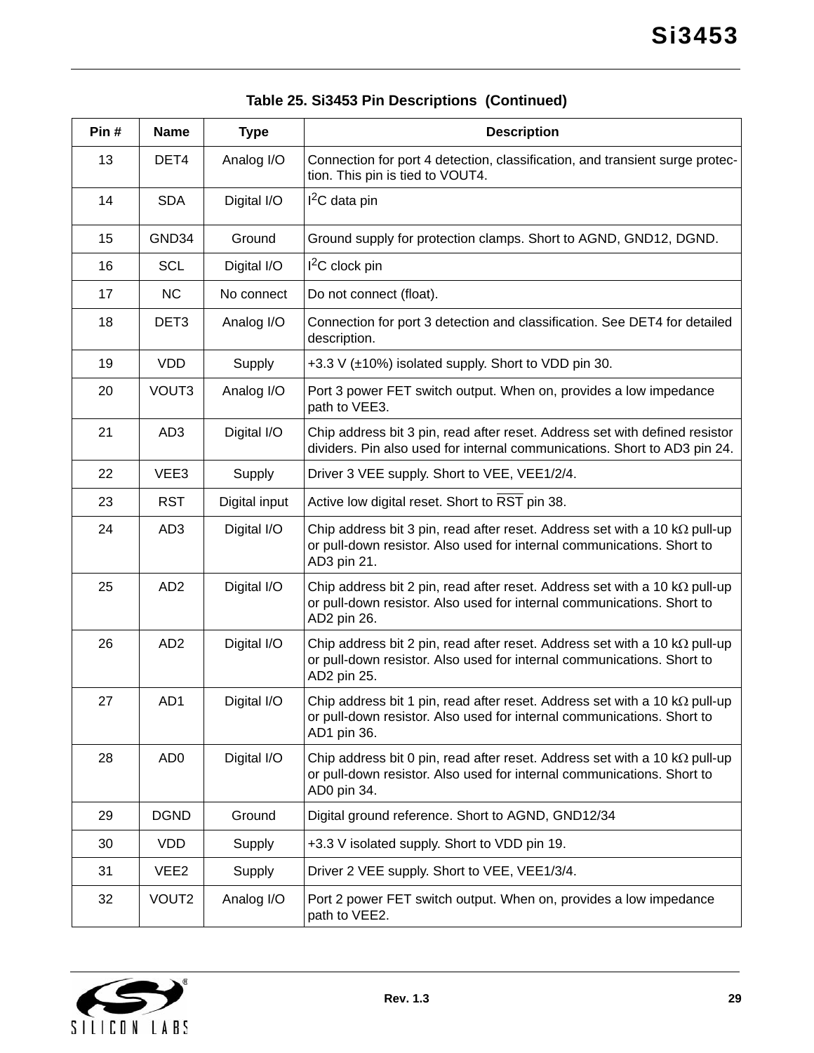**Table 25. Si3453 Pin Descriptions (Continued)**

| Pin # | Name | Type | Description |
|---|---|---|---|
| 13 | DET4 | Analog I/O | Connection for port 4 detection, classification, and transient surge protection. This pin is tied to VOUT4. |
| 14 | SDA | Digital I/O | $I^2C$ data pin |
| 15 | GND34 | Ground | Ground supply for protection clamps. Short to AGND, GND12, DGND. |
| 16 | SCL | Digital I/O | $I^2C$ clock pin |
| 17 | NC | No connect | Do not connect (float). |
| 18 | DET3 | Analog I/O | Connection for port 3 detection and classification. See DET4 for detailed description. |
| 19 | VDD | Supply | +3.3 V (±10%) isolated supply. Short to VDD pin 30. |
| 20 | VOUT3 | Analog I/O | Port 3 power FET switch output. When on, provides a low impedance path to VEE3. |
| 21 | AD3 | Digital I/O | Chip address bit 3 pin, read after reset. Address set with defined resistor dividers. Pin also used for internal communications. Short to AD3 pin 24. |
| 22 | VEE3 | Supply | Driver 3 VEE supply. Short to VEE, VEE1/2/4. |
| 23 | RST | Digital input | Active low digital reset. Short to $\overline{\text{RST}}$ pin 38. |
| 24 | AD3 | Digital I/O | Chip address bit 3 pin, read after reset. Address set with a 10 kΩ pull-up or pull-down resistor. Also used for internal communications. Short to AD3 pin 21. |
| 25 | AD2 | Digital I/O | Chip address bit 2 pin, read after reset. Address set with a 10 kΩ pull-up or pull-down resistor. Also used for internal communications. Short to AD2 pin 26. |
| 26 | AD2 | Digital I/O | Chip address bit 2 pin, read after reset. Address set with a 10 kΩ pull-up or pull-down resistor. Also used for internal communications. Short to AD2 pin 25. |
| 27 | AD1 | Digital I/O | Chip address bit 1 pin, read after reset. Address set with a 10 kΩ pull-up or pull-down resistor. Also used for internal communications. Short to AD1 pin 36. |
| 28 | AD0 | Digital I/O | Chip address bit 0 pin, read after reset. Address set with a 10 kΩ pull-up or pull-down resistor. Also used for internal communications. Short to AD0 pin 34. |
| 29 | DGND | Ground | Digital ground reference. Short to AGND, GND12/34 |
| 30 | VDD | Supply | +3.3 V isolated supply. Short to VDD pin 19. |
| 31 | VEE2 | Supply | Driver 2 VEE supply. Short to VEE, VEE1/3/4. |
| 32 | VOUT2 | Analog I/O | Port 2 power FET switch output. When on, provides a low impedance path to VEE2. |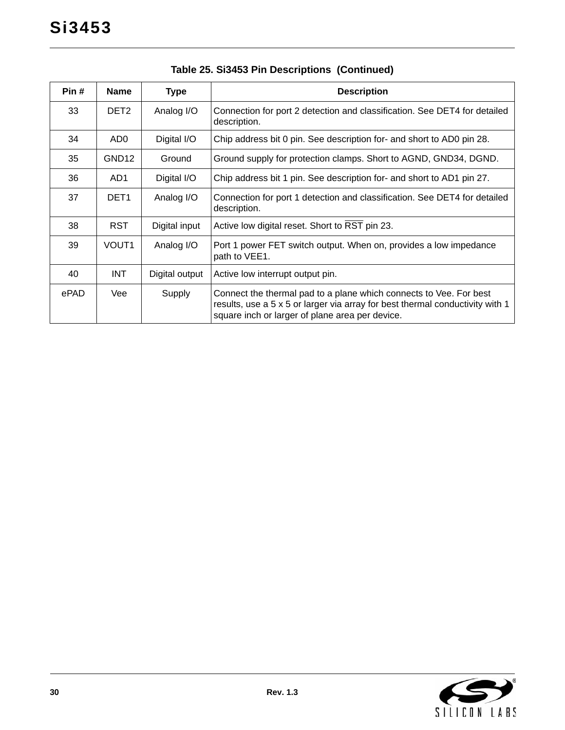**Table 25. Si3453 Pin Descriptions (Continued)**

| Pin # | Name | Type | Description |
|---|---|---|---|
| 33 | DET2 | Analog I/O | Connection for port 2 detection and classification. See DET4 for detailed description. |
| 34 | AD0 | Digital I/O | Chip address bit 0 pin. See description for- and short to AD0 pin 28. |
| 35 | GND12 | Ground | Ground supply for protection clamps. Short to AGND, GND34, DGND. |
| 36 | AD1 | Digital I/O | Chip address bit 1 pin. See description for- and short to AD1 pin 27. |
| 37 | DET1 | Analog I/O | Connection for port 1 detection and classification. See DET4 for detailed description. |
| 38 | RST | Digital input | Active low digital reset. Short to $\overline{\text{RST}}$ pin 23. |
| 39 | VOUT1 | Analog I/O | Port 1 power FET switch output. When on, provides a low impedance path to VEE1. |
| 40 | INT | Digital output | Active low interrupt output pin. |
| ePAD | Vee | Supply | Connect the thermal pad to a plane which connects to Vee. For best results, use a 5 x 5 or larger via array for best thermal conductivity with 1 square inch or larger of plane area per device. |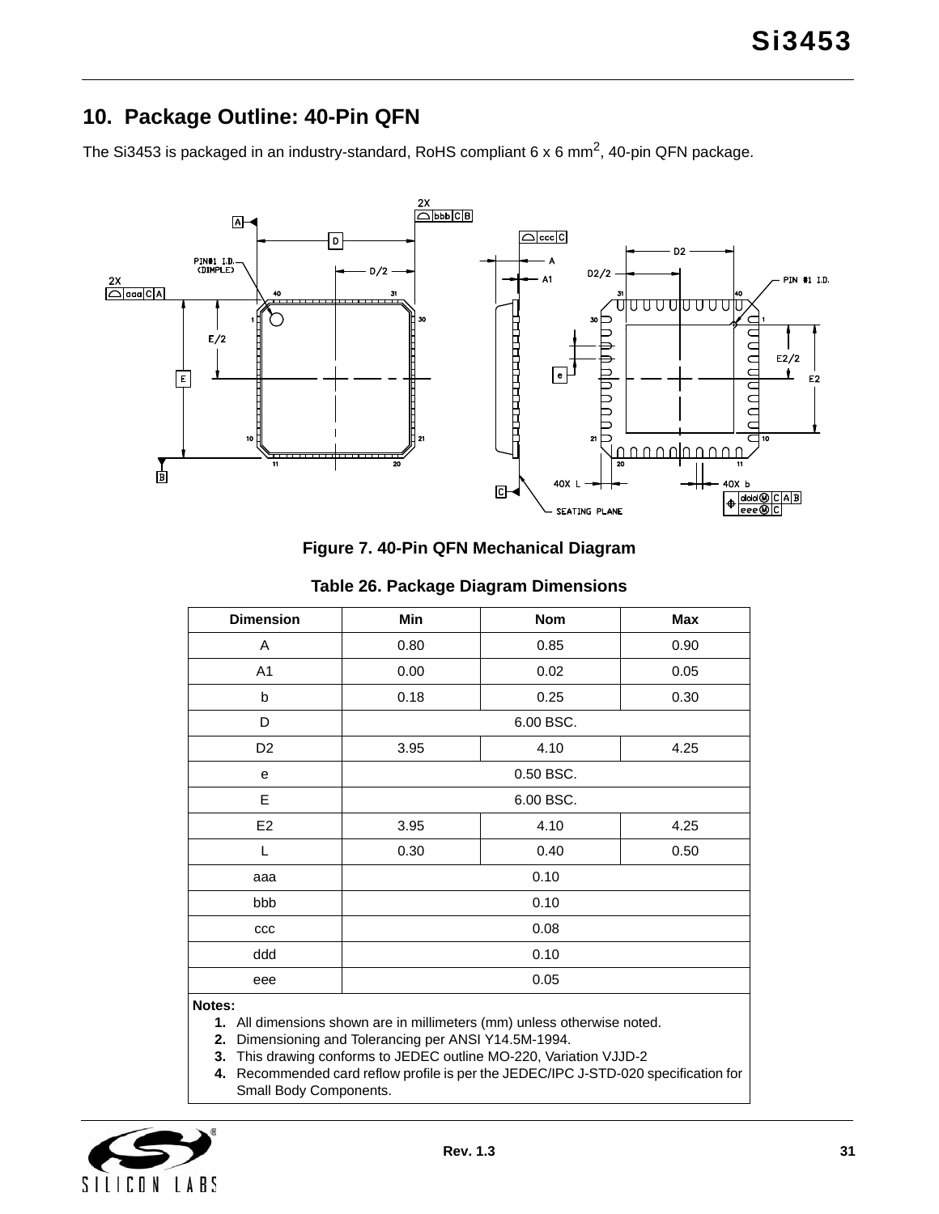## 10. Package Outline: 40-Pin QFN

The Si3453 is packaged in an industry-standard, RoHS compliant 6 x 6 $mm^2$, 40-pin QFN package.

**Figure 7. 40-Pin QFN Mechanical Diagram**

**Table 26. Package Diagram Dimensions**

| Dimension | Min | Nom | Max |
|---|---|---|---|
| A | 0.80 | 0.85 | 0.90 |
| A1 | 0.00 | 0.02 | 0.05 |
| b | 0.18 | 0.25 | 0.30 |
| D | | 6.00 BSC. | |
| D2 | 3.95 | 4.10 | 4.25 |
| e | | 0.50 BSC. | |
| E | | 6.00 BSC. | |
| E2 | 3.95 | 4.10 | 4.25 |
| L | 0.30 | 0.40 | 0.50 |
| aaa | | 0.10 | |
| bbb | | 0.10 | |
| ccc | | 0.08 | |
| ddd | | 0.10 | |
| eee | | 0.05 | |

**Notes:**

1. All dimensions shown are in millimeters (mm) unless otherwise noted.
2. Dimensioning and Tolerancing per ANSI Y14.5M-1994.
3. This drawing conforms to JEDEC outline MO-220, Variation VJJD-2
4. Recommended card reflow profile is per the JEDEC/IPC J-STD-020 specification for Small Body Components.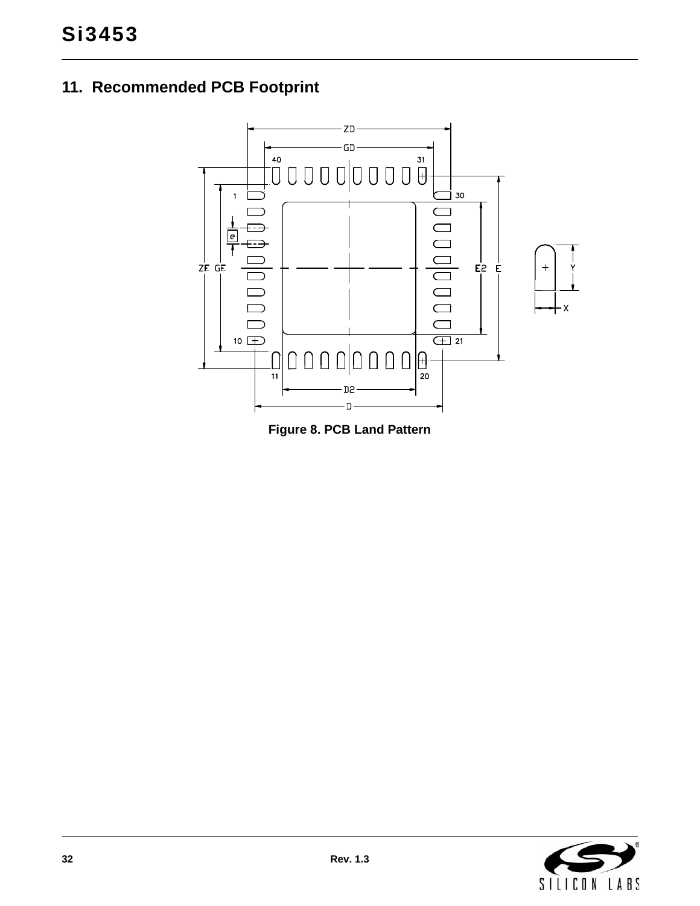## 11. Recommended PCB Footprint

Figure 8. PCB Land Pattern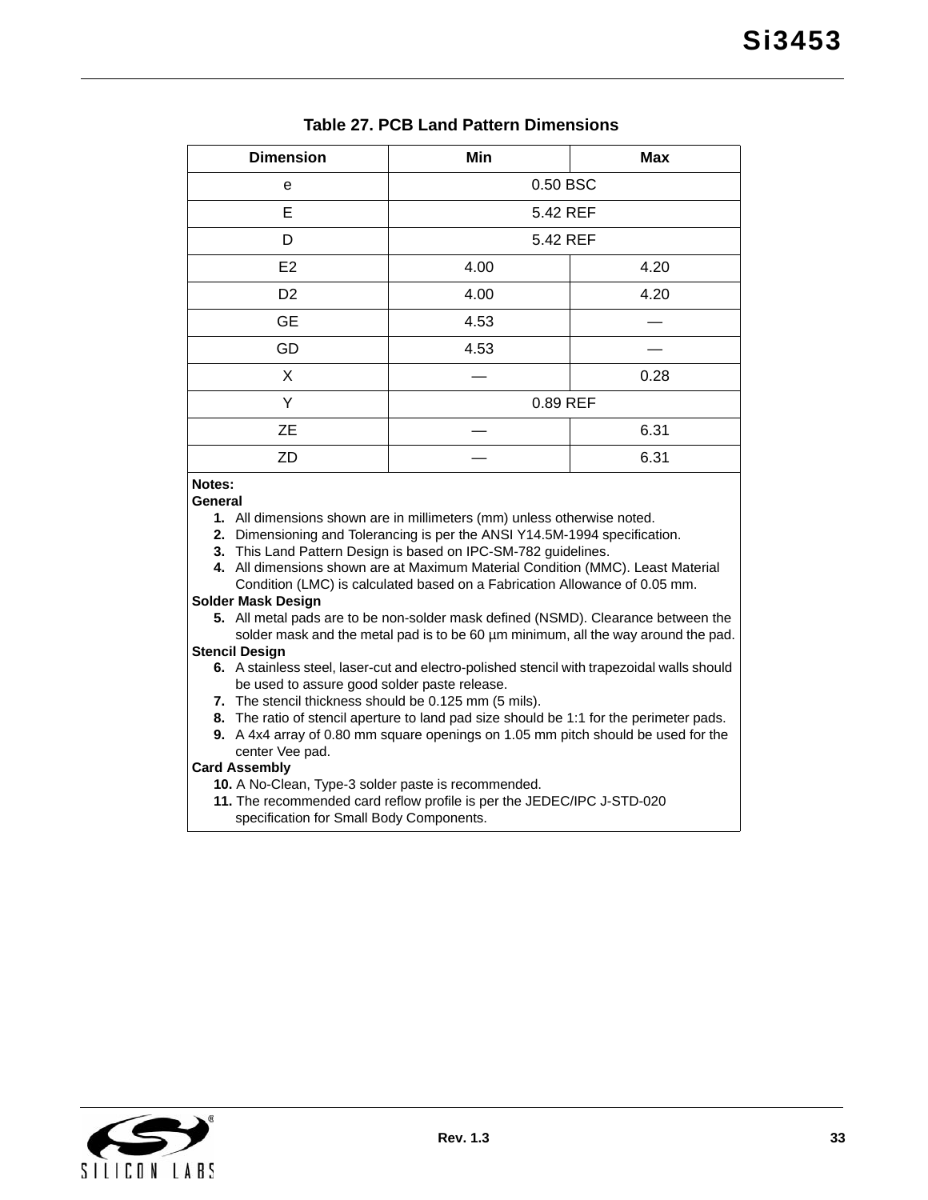**Table 27. PCB Land Pattern Dimensions**

| Dimension | Min | Max |
|---|---|---|
| e | 0.50 BSC | |
| E | 5.42 REF | |
| D | 5.42 REF | |
| E2 | 4.00 | 4.20 |
| D2 | 4.00 | 4.20 |
| GE | 4.53 | — |
| GD | 4.53 | — |
| X | — | 0.28 |
| Y | 0.89 REF | |
| ZE | — | 6.31 |
| ZD | — | 6.31 |

**Notes:**

**General**

1. All dimensions shown are in millimeters (mm) unless otherwise noted.
2. Dimensioning and Tolerancing is per the ANSI Y14.5M-1994 specification.
3. This Land Pattern Design is based on IPC-SM-782 guidelines.
4. All dimensions shown are at Maximum Material Condition (MMC). Least Material Condition (LMC) is calculated based on a Fabrication Allowance of 0.05 mm.

**Solder Mask Design**

5. All metal pads are to be non-solder mask defined (NSMD). Clearance between the solder mask and the metal pad is to be 60 µm minimum, all the way around the pad.

**Stencil Design**

6. A stainless steel, laser-cut and electro-polished stencil with trapezoidal walls should be used to assure good solder paste release.
7. The stencil thickness should be 0.125 mm (5 mils).
8. The ratio of stencil aperture to land pad size should be 1:1 for the perimeter pads.
9. A 4x4 array of 0.80 mm square openings on 1.05 mm pitch should be used for the center Vee pad.

**Card Assembly**

10. A No-Clean, Type-3 solder paste is recommended.
11. The recommended card reflow profile is per the JEDEC/IPC J-STD-020 specification for Small Body Components.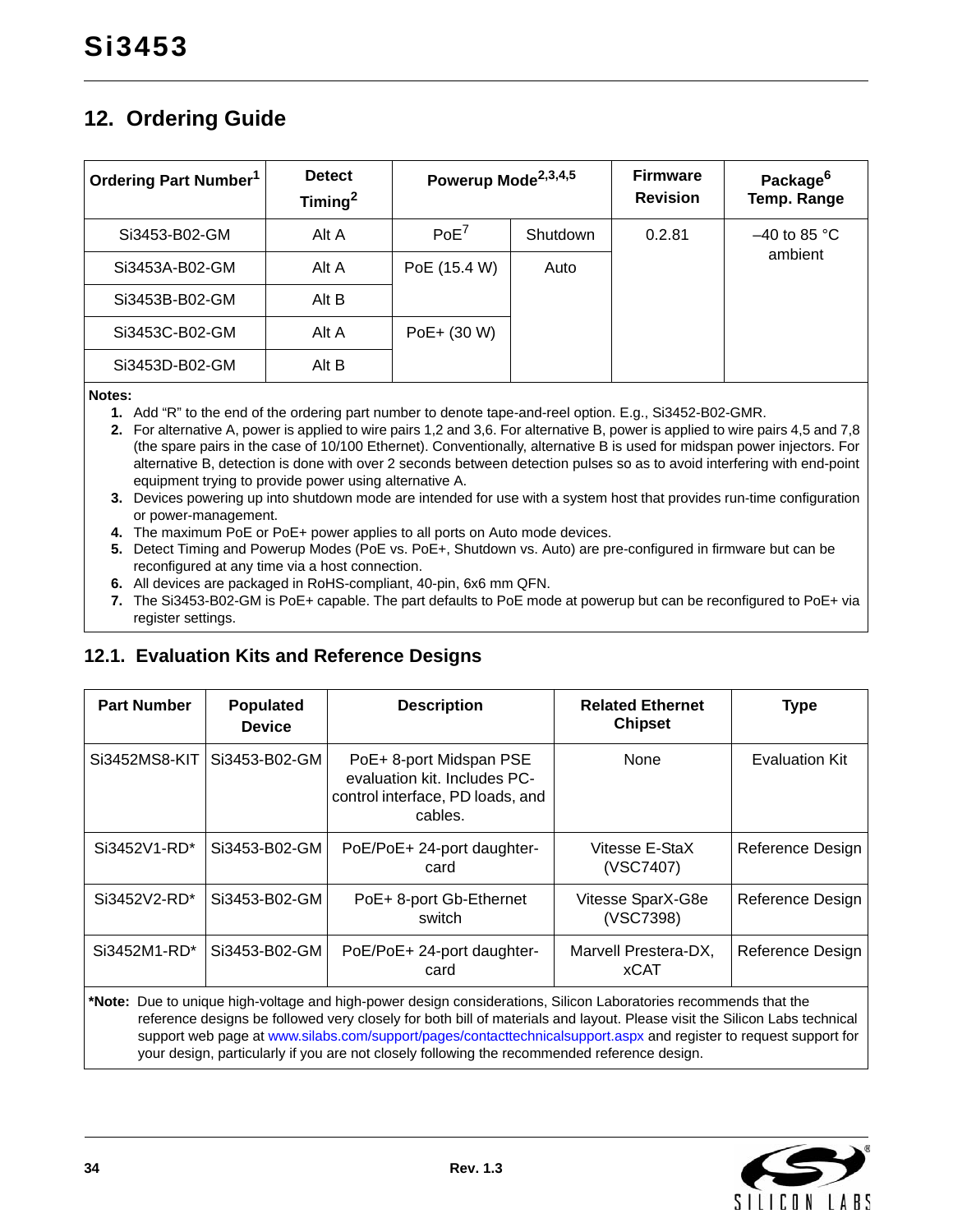## 12. Ordering Guide

| Ordering Part Number[1] | Detect Timing[2] | Powerup Mode[2,3,4,5] | | Firmware Revision | Package[6] Temp. Range |
|---|---|---|---|---|---|
| Si3453-B02-GM | Alt A | PoE[7] | Shutdown | 0.2.81 | –40 to 85 °C ambient |
| Si3453A-B02-GM | Alt A | PoE (15.4 W) | Auto | | |
| Si3453B-B02-GM | Alt B | | | | |
| Si3453C-B02-GM | Alt A | PoE+ (30 W) | | | |
| Si3453D-B02-GM | Alt B | | | | |

**Notes:**

1. Add “R” to the end of the ordering part number to denote tape-and-reel option. E.g., Si3452-B02-GMR.
2. For alternative A, power is applied to wire pairs 1,2 and 3,6. For alternative B, power is applied to wire pairs 4,5 and 7,8 (the spare pairs in the case of 10/100 Ethernet). Conventionally, alternative B is used for midspan power injectors. For alternative B, detection is done with over 2 seconds between detection pulses so as to avoid interfering with end-point equipment trying to provide power using alternative A.
3. Devices powering up into shutdown mode are intended for use with a system host that provides run-time configuration or power-management.
4. The maximum PoE or PoE+ power applies to all ports on Auto mode devices.
5. Detect Timing and Powerup Modes (PoE vs. PoE+, Shutdown vs. Auto) are pre-configured in firmware but can be reconfigured at any time via a host connection.
6. All devices are packaged in RoHS-compliant, 40-pin, 6x6 mm QFN.
7. The Si3453-B02-GM is PoE+ capable. The part defaults to PoE mode at powerup but can be reconfigured to PoE+ via register settings.

### 12.1. Evaluation Kits and Reference Designs

| Part Number | Populated Device | Description | Related Ethernet Chipset | Type |
|---|---|---|---|---|
| Si3452MS8-KIT | Si3453-B02-GM | PoE+ 8-port Midspan PSE evaluation kit. Includes PC-control interface, PD loads, and cables. | None | Evaluation Kit |
| Si3452V1-RD* | Si3453-B02-GM | PoE/PoE+ 24-port daughter-card | Vitesse E-StaX (VSC7407) | Reference Design |
| Si3452V2-RD* | Si3453-B02-GM | PoE+ 8-port Gb-Ethernet switch | Vitesse SparX-G8e (VSC7398) | Reference Design |
| Si3452M1-RD* | Si3453-B02-GM | PoE/PoE+ 24-port daughter-card | Marvell Prestera-DX, xCAT | Reference Design |

***Note:** Due to unique high-voltage and high-power design considerations, Silicon Laboratories recommends that the reference designs be followed very closely for both bill of materials and layout. Please visit the Silicon Labs technical support web page at www.silabs.com/support/pages/contacttechnicalsupport.aspx and register to request support for your design, particularly if you are not closely following the recommended reference design.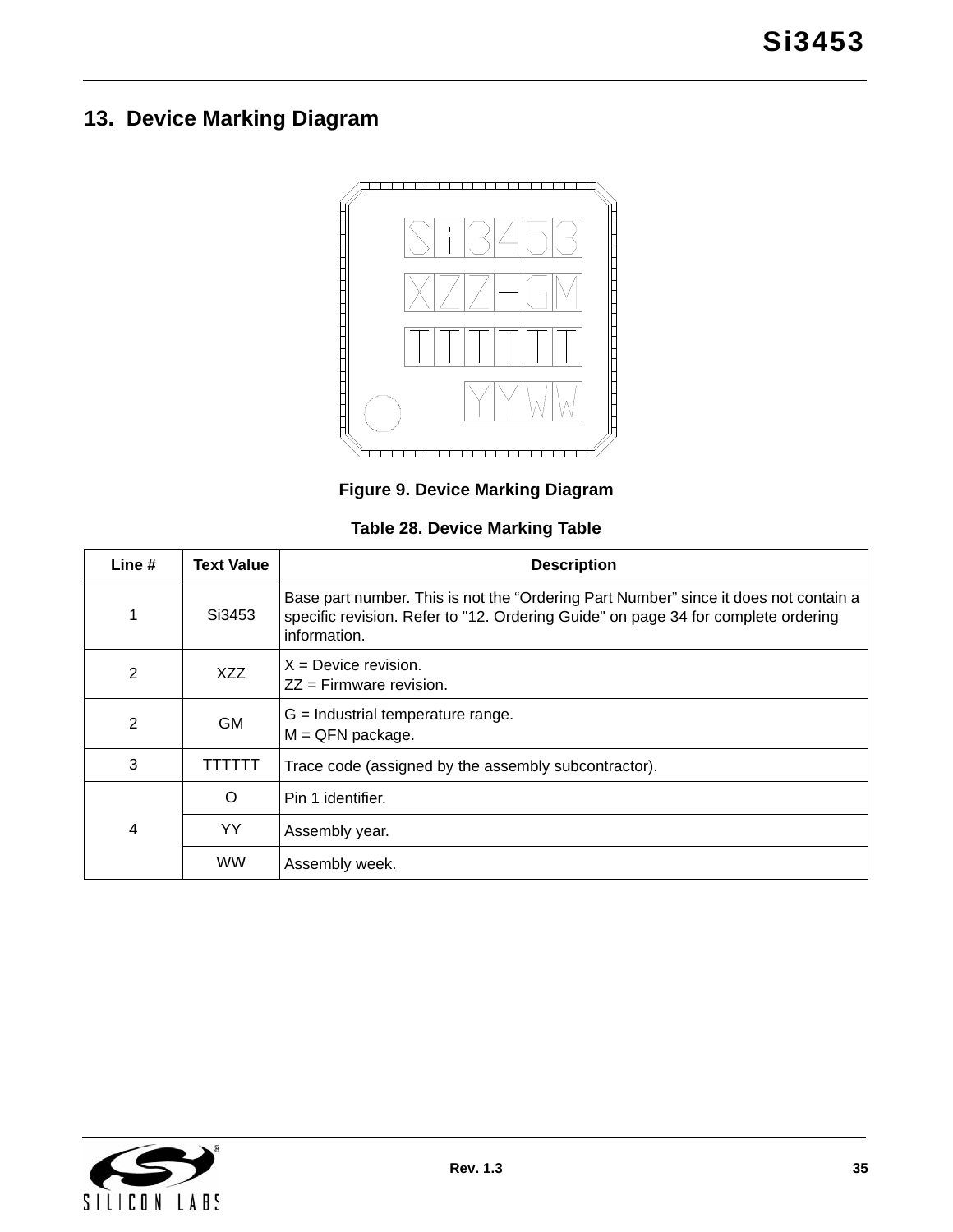## 13. Device Marking Diagram

Figure 9. Device Marking Diagram

**Table 28. Device Marking Table**

| Line # | Text Value | Description |
|---|---|---|
| 1 | Si3453 | Base part number. This is not the “Ordering Part Number” since it does not contain a specific revision. Refer to "12. Ordering Guide" on page 34 for complete ordering information. |
| 2 | XZZ | X = Device revision.<br>ZZ = Firmware revision. |
| 2 | GM | G = Industrial temperature range.<br>M = QFN package. |
| 3 | TTTTTT | Trace code (assigned by the assembly subcontractor). |
| 4 | O | Pin 1 identifier. |
| | YY | Assembly year. |
| | WW | Assembly week. |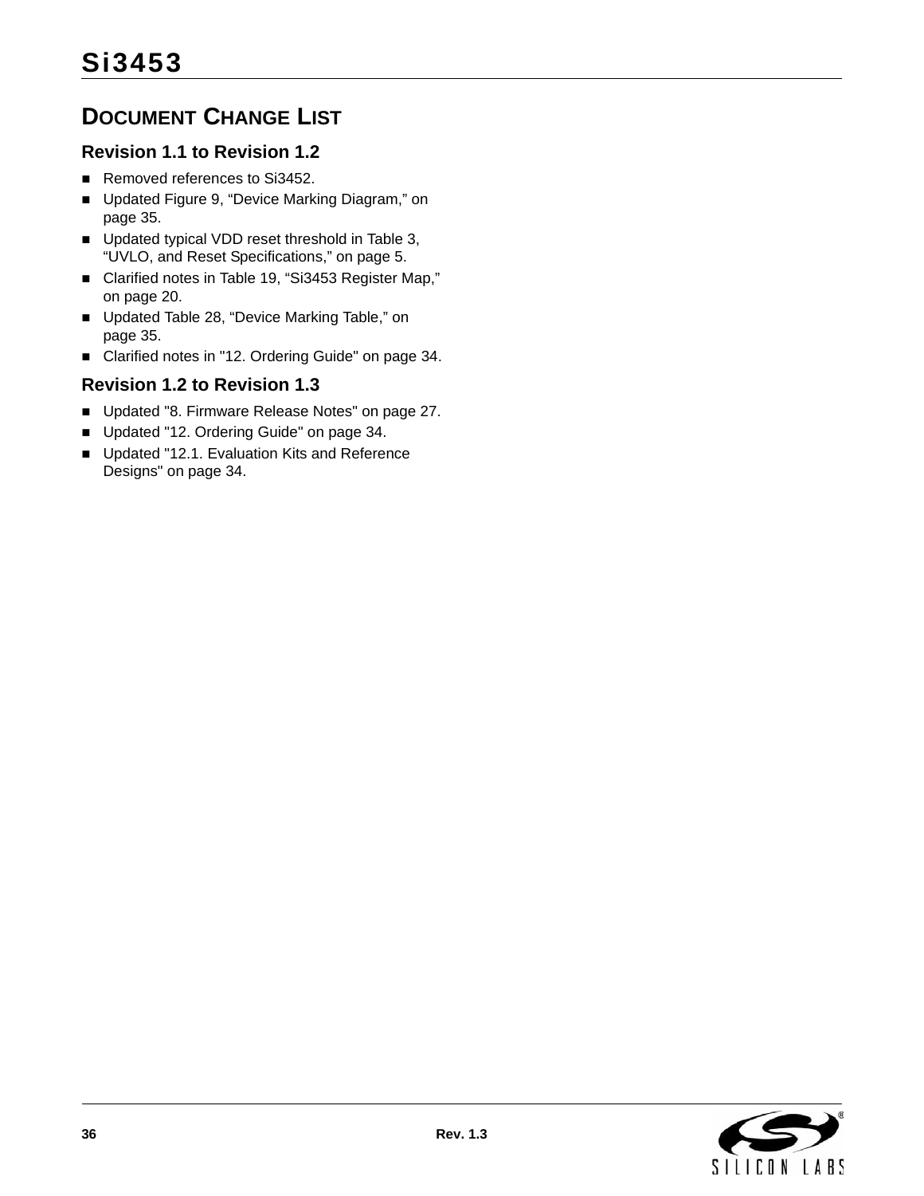## DOCUMENT CHANGE LIST

### Revision 1.1 to Revision 1.2

- Removed references to Si3452.
- Updated Figure 9, “Device Marking Diagram,” on page 35.
- Updated typical VDD reset threshold in Table 3, “UVLO, and Reset Specifications,” on page 5.
- Clarified notes in Table 19, “Si3453 Register Map,” on page 20.
- Updated Table 28, “Device Marking Table,” on page 35.
- Clarified notes in "12. Ordering Guide" on page 34.

### Revision 1.2 to Revision 1.3

- Updated "8. Firmware Release Notes" on page 27.
- Updated "12. Ordering Guide" on page 34.
- Updated "12.1. Evaluation Kits and Reference Designs" on page 34.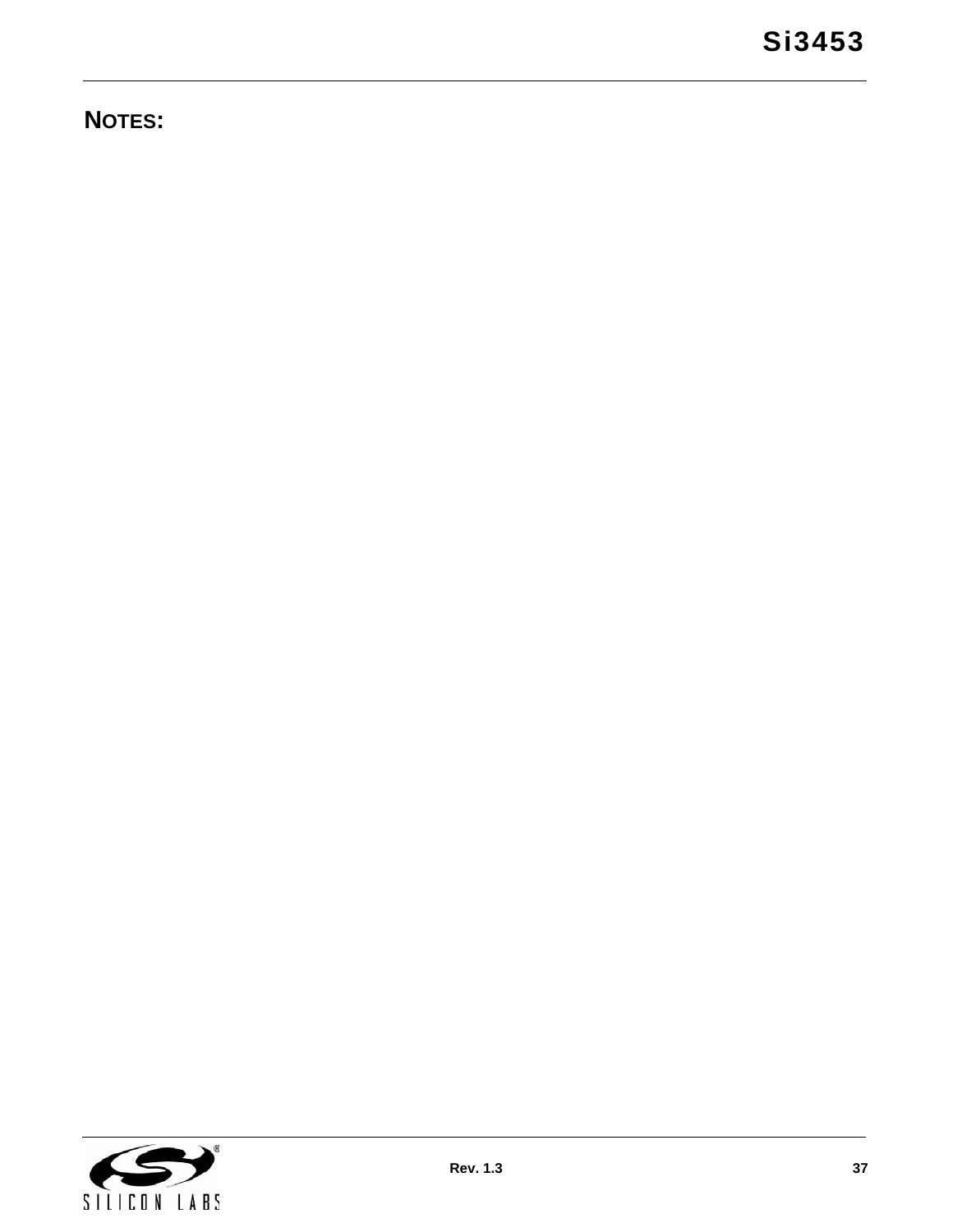## NOTES: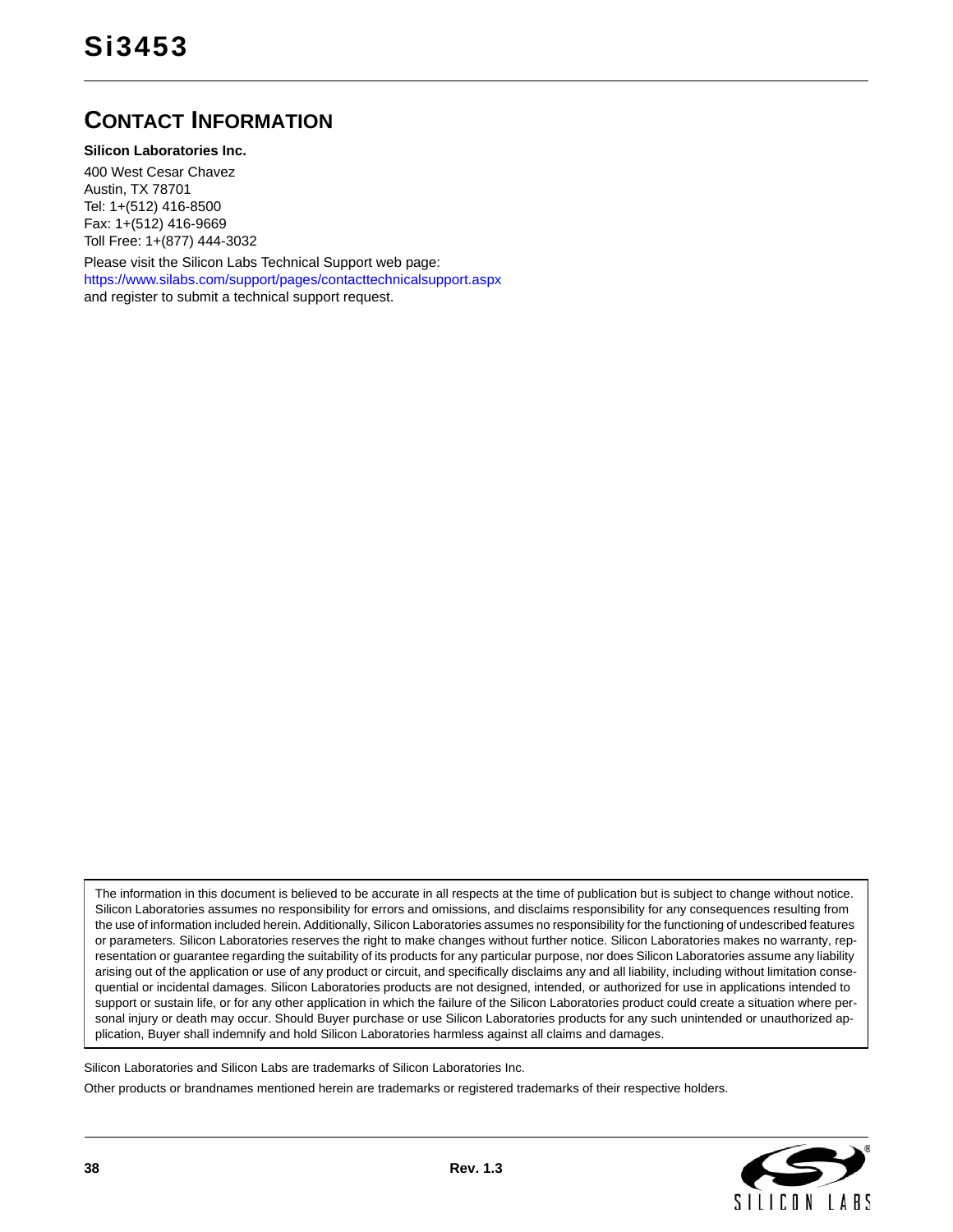## Contact Information

**Silicon Laboratories Inc.**

400 West Cesar Chavez
Austin, TX 78701
Tel: 1+(512) 416-8500
Fax: 1+(512) 416-9669
Toll Free: 1+(877) 444-3032

Please visit the Silicon Labs Technical Support web page:
https://www.silabs.com/support/pages/contacttechnicalsupport.aspx
and register to submit a technical support request.

The information in this document is believed to be accurate in all respects at the time of publication but is subject to change without notice. Silicon Laboratories assumes no responsibility for errors and omissions, and disclaims responsibility for any consequences resulting from the use of information included herein. Additionally, Silicon Laboratories assumes no responsibility for the functioning of undescribed features or parameters. Silicon Laboratories reserves the right to make changes without further notice. Silicon Laboratories makes no warranty, representation or guarantee regarding the suitability of its products for any particular purpose, nor does Silicon Laboratories assume any liability arising out of the application or use of any product or circuit, and specifically disclaims any and all liability, including without limitation consequential or incidental damages. Silicon Laboratories products are not designed, intended, or authorized for use in applications intended to support or sustain life, or for any other application in which the failure of the Silicon Laboratories product could create a situation where personal injury or death may occur. Should Buyer purchase or use Silicon Laboratories products for any such unintended or unauthorized application, Buyer shall indemnify and hold Silicon Laboratories harmless against all claims and damages.

Silicon Laboratories and Silicon Labs are trademarks of Silicon Laboratories Inc.

Other products or brandnames mentioned herein are trademarks or registered trademarks of their respective holders.